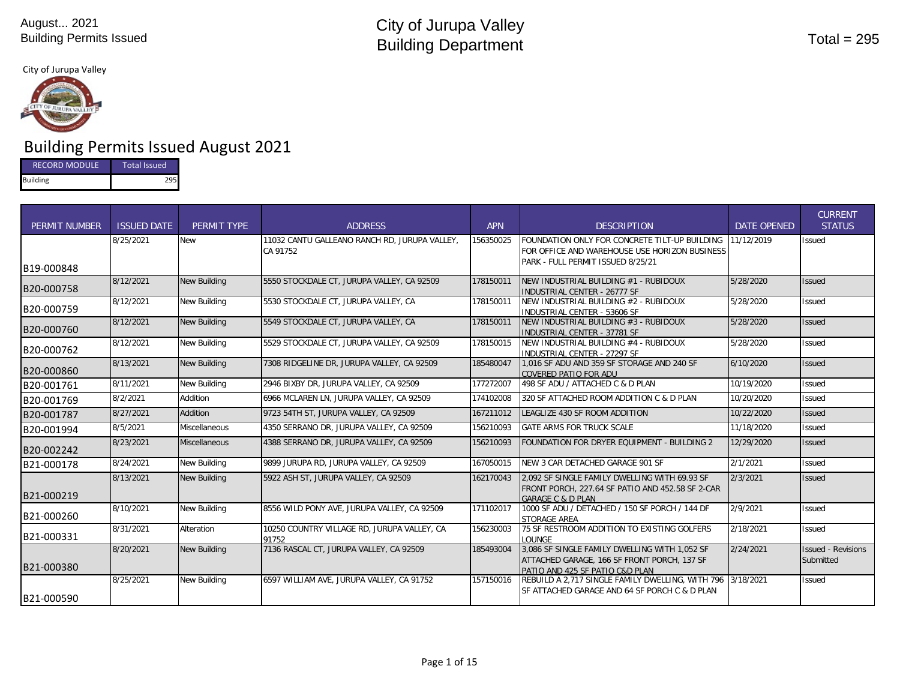August... 2021
Building Permits Issued

# City of Jurupa Valley
# Building Department

Total = 295

City of Jurupa Valley

## Building Permits Issued August 2021

| RECORD MODULE | Total Issued |
|---|---|
| Building | 295 |

| PERMIT NUMBER | ISSUED DATE | PERMIT TYPE | ADDRESS | APN | DESCRIPTION | DATE OPENED | CURRENT STATUS |
|---|---|---|---|---|---|---|---|
| B19-000848 | 8/25/2021 | New | 11032 CANTU GALLEANO RANCH RD, JURUPA VALLEY, CA 91752 | 156350025 | FOUNDATION ONLY FOR CONCRETE TILT-UP BUILDING FOR OFFICE AND WAREHOUSE USE HORIZON BUSINESS PARK - FULL PERMIT ISSUED 8/25/21 | 11/12/2019 | Issued |
| B20-000758 | 8/12/2021 | New Building | 5550 STOCKDALE CT, JURUPA VALLEY, CA 92509 | 178150011 | NEW INDUSTRIAL BUILDING #1 - RUBIDOUX INDUSTRIAL CENTER - 26777 SF | 5/28/2020 | Issued |
| B20-000759 | 8/12/2021 | New Building | 5530 STOCKDALE CT, JURUPA VALLEY, CA | 178150011 | NEW INDUSTRIAL BUILDING #2 - RUBIDOUX INDUSTRIAL CENTER - 53606 SF | 5/28/2020 | Issued |
| B20-000760 | 8/12/2021 | New Building | 5549 STOCKDALE CT, JURUPA VALLEY, CA | 178150011 | NEW INDUSTRIAL BUILDING #3 - RUBIDOUX INDUSTRIAL CENTER - 37781 SF | 5/28/2020 | Issued |
| B20-000762 | 8/12/2021 | New Building | 5529 STOCKDALE CT, JURUPA VALLEY, CA 92509 | 178150015 | NEW INDUSTRIAL BUILDING #4 - RUBIDOUX INDUSTRIAL CENTER - 27297 SF | 5/28/2020 | Issued |
| B20-000860 | 8/13/2021 | New Building | 7308 RIDGELINE DR, JURUPA VALLEY, CA 92509 | 185480047 | 1,016 SF ADU AND 359 SF STORAGE AND 240 SF COVERED PATIO FOR ADU | 6/10/2020 | Issued |
| B20-001761 | 8/11/2021 | New Building | 2946 BIXBY DR, JURUPA VALLEY, CA 92509 | 177272007 | 498 SF ADU / ATTACHED C & D PLAN | 10/19/2020 | Issued |
| B20-001769 | 8/2/2021 | Addition | 6966 MCLAREN LN, JURUPA VALLEY, CA 92509 | 174102008 | 320 SF ATTACHED ROOM ADDITION C & D PLAN | 10/20/2020 | Issued |
| B20-001787 | 8/27/2021 | Addition | 9723 54TH ST, JURUPA VALLEY, CA 92509 | 167211012 | LEAGLIZE 430 SF ROOM ADDITION | 10/22/2020 | Issued |
| B20-001994 | 8/5/2021 | Miscellaneous | 4350 SERRANO DR, JURUPA VALLEY, CA 92509 | 156210093 | GATE ARMS FOR TRUCK SCALE | 11/18/2020 | Issued |
| B20-002242 | 8/23/2021 | Miscellaneous | 4388 SERRANO DR, JURUPA VALLEY, CA 92509 | 156210093 | FOUNDATION FOR DRYER EQUIPMENT - BUILDING 2 | 12/29/2020 | Issued |
| B21-000178 | 8/24/2021 | New Building | 9899 JURUPA RD, JURUPA VALLEY, CA 92509 | 167050015 | NEW 3 CAR DETACHED GARAGE 901 SF | 2/1/2021 | Issued |
| B21-000219 | 8/13/2021 | New Building | 5922 ASH ST, JURUPA VALLEY, CA 92509 | 162170043 | 2,092 SF SINGLE FAMILY DWELLING WITH 69.93 SF FRONT PORCH, 227.64 SF PATIO AND 452.58 SF 2-CAR GARAGE C & D PLAN | 2/3/2021 | Issued |
| B21-000260 | 8/10/2021 | New Building | 8556 WILD PONY AVE, JURUPA VALLEY, CA 92509 | 171102017 | 1000 SF ADU / DETACHED / 150 SF PORCH / 144 DF STORAGE AREA | 2/9/2021 | Issued |
| B21-000331 | 8/31/2021 | Alteration | 10250 COUNTRY VILLAGE RD, JURUPA VALLEY, CA 91752 | 156230003 | 75 SF RESTROOM ADDITION TO EXISTING GOLFERS LOUNGE | 2/18/2021 | Issued |
| B21-000380 | 8/20/2021 | New Building | 7136 RASCAL CT, JURUPA VALLEY, CA 92509 | 185493004 | 3,086 SF SINGLE FAMILY DWELLING WITH 1,052 SF ATTACHED GARAGE, 166 SF FRONT PORCH, 137 SF PATIO AND 425 SF PATIO C&D PLAN | 2/24/2021 | Issued - Revisions Submitted |
| B21-000590 | 8/25/2021 | New Building | 6597 WILLIAM AVE, JURUPA VALLEY, CA 91752 | 157150016 | REBUILD A 2,717 SINGLE FAMILY DWELLING, WITH 796 SF ATTACHED GARAGE AND 64 SF PORCH C & D PLAN | 3/18/2021 | Issued |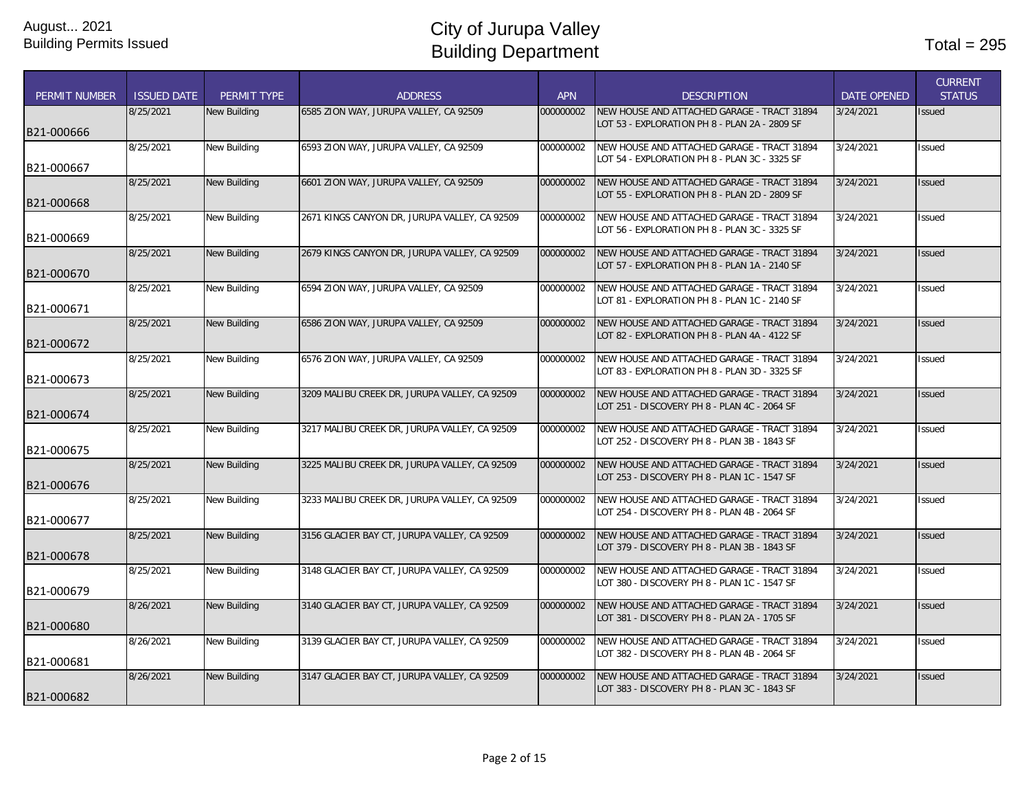August... 2021
Building Permits Issued

# City of Jurupa Valley
# Building Department

Total = 295

| PERMIT NUMBER | ISSUED DATE | PERMIT TYPE | ADDRESS | APN | DESCRIPTION | DATE OPENED | CURRENT STATUS |
|---|---|---|---|---|---|---|---|
| B21-000666 | 8/25/2021 | New Building | 6585 ZION WAY, JURUPA VALLEY, CA 92509 | 000000002 | NEW HOUSE AND ATTACHED GARAGE - TRACT 31894 LOT 53 - EXPLORATION PH 8 - PLAN 2A - 2809 SF | 3/24/2021 | Issued |
| B21-000667 | 8/25/2021 | New Building | 6593 ZION WAY, JURUPA VALLEY, CA 92509 | 000000002 | NEW HOUSE AND ATTACHED GARAGE - TRACT 31894 LOT 54 - EXPLORATION PH 8 - PLAN 3C - 3325 SF | 3/24/2021 | Issued |
| B21-000668 | 8/25/2021 | New Building | 6601 ZION WAY, JURUPA VALLEY, CA 92509 | 000000002 | NEW HOUSE AND ATTACHED GARAGE - TRACT 31894 LOT 55 - EXPLORATION PH 8 - PLAN 2D - 2809 SF | 3/24/2021 | Issued |
| B21-000669 | 8/25/2021 | New Building | 2671 KINGS CANYON DR, JURUPA VALLEY, CA 92509 | 000000002 | NEW HOUSE AND ATTACHED GARAGE - TRACT 31894 LOT 56 - EXPLORATION PH 8 - PLAN 3C - 3325 SF | 3/24/2021 | Issued |
| B21-000670 | 8/25/2021 | New Building | 2679 KINGS CANYON DR, JURUPA VALLEY, CA 92509 | 000000002 | NEW HOUSE AND ATTACHED GARAGE - TRACT 31894 LOT 57 - EXPLORATION PH 8 - PLAN 1A - 2140 SF | 3/24/2021 | Issued |
| B21-000671 | 8/25/2021 | New Building | 6594 ZION WAY, JURUPA VALLEY, CA 92509 | 000000002 | NEW HOUSE AND ATTACHED GARAGE - TRACT 31894 LOT 81 - EXPLORATION PH 8 - PLAN 1C - 2140 SF | 3/24/2021 | Issued |
| B21-000672 | 8/25/2021 | New Building | 6586 ZION WAY, JURUPA VALLEY, CA 92509 | 000000002 | NEW HOUSE AND ATTACHED GARAGE - TRACT 31894 LOT 82 - EXPLORATION PH 8 - PLAN 4A - 4122 SF | 3/24/2021 | Issued |
| B21-000673 | 8/25/2021 | New Building | 6576 ZION WAY, JURUPA VALLEY, CA 92509 | 000000002 | NEW HOUSE AND ATTACHED GARAGE - TRACT 31894 LOT 83 - EXPLORATION PH 8 - PLAN 3D - 3325 SF | 3/24/2021 | Issued |
| B21-000674 | 8/25/2021 | New Building | 3209 MALIBU CREEK DR, JURUPA VALLEY, CA 92509 | 000000002 | NEW HOUSE AND ATTACHED GARAGE - TRACT 31894 LOT 251 - DISCOVERY PH 8 - PLAN 4C - 2064 SF | 3/24/2021 | Issued |
| B21-000675 | 8/25/2021 | New Building | 3217 MALIBU CREEK DR, JURUPA VALLEY, CA 92509 | 000000002 | NEW HOUSE AND ATTACHED GARAGE - TRACT 31894 LOT 252 - DISCOVERY PH 8 - PLAN 3B - 1843 SF | 3/24/2021 | Issued |
| B21-000676 | 8/25/2021 | New Building | 3225 MALIBU CREEK DR, JURUPA VALLEY, CA 92509 | 000000002 | NEW HOUSE AND ATTACHED GARAGE - TRACT 31894 LOT 253 - DISCOVERY PH 8 - PLAN 1C - 1547 SF | 3/24/2021 | Issued |
| B21-000677 | 8/25/2021 | New Building | 3233 MALIBU CREEK DR, JURUPA VALLEY, CA 92509 | 000000002 | NEW HOUSE AND ATTACHED GARAGE - TRACT 31894 LOT 254 - DISCOVERY PH 8 - PLAN 4B - 2064 SF | 3/24/2021 | Issued |
| B21-000678 | 8/25/2021 | New Building | 3156 GLACIER BAY CT, JURUPA VALLEY, CA 92509 | 000000002 | NEW HOUSE AND ATTACHED GARAGE - TRACT 31894 LOT 379 - DISCOVERY PH 8 - PLAN 3B - 1843 SF | 3/24/2021 | Issued |
| B21-000679 | 8/25/2021 | New Building | 3148 GLACIER BAY CT, JURUPA VALLEY, CA 92509 | 000000002 | NEW HOUSE AND ATTACHED GARAGE - TRACT 31894 LOT 380 - DISCOVERY PH 8 - PLAN 1C - 1547 SF | 3/24/2021 | Issued |
| B21-000680 | 8/26/2021 | New Building | 3140 GLACIER BAY CT, JURUPA VALLEY, CA 92509 | 000000002 | NEW HOUSE AND ATTACHED GARAGE - TRACT 31894 LOT 381 - DISCOVERY PH 8 - PLAN 2A - 1705 SF | 3/24/2021 | Issued |
| B21-000681 | 8/26/2021 | New Building | 3139 GLACIER BAY CT, JURUPA VALLEY, CA 92509 | 000000002 | NEW HOUSE AND ATTACHED GARAGE - TRACT 31894 LOT 382 - DISCOVERY PH 8 - PLAN 4B - 2064 SF | 3/24/2021 | Issued |
| B21-000682 | 8/26/2021 | New Building | 3147 GLACIER BAY CT, JURUPA VALLEY, CA 92509 | 000000002 | NEW HOUSE AND ATTACHED GARAGE - TRACT 31894 LOT 383 - DISCOVERY PH 8 - PLAN 3C - 1843 SF | 3/24/2021 | Issued |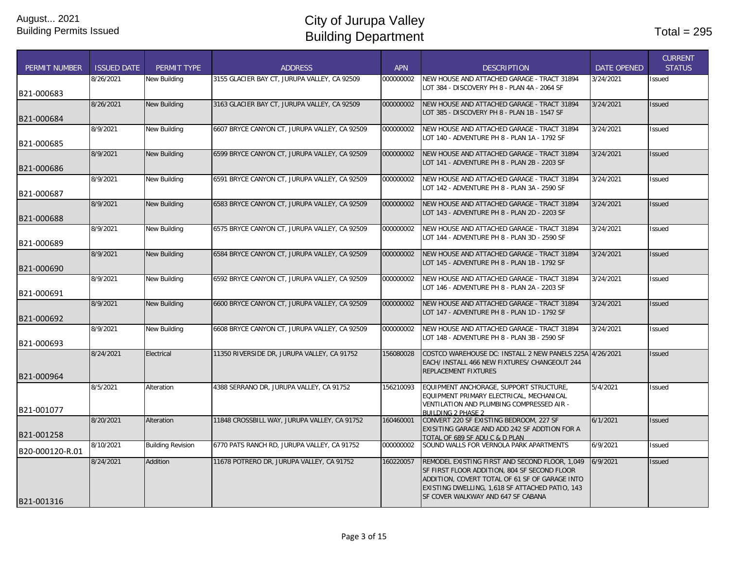August... 2021
Building Permits Issued

# City of Jurupa Valley
# Building Department

Total = 295

| PERMIT NUMBER | ISSUED DATE | PERMIT TYPE | ADDRESS | APN | DESCRIPTION | DATE OPENED | CURRENT STATUS |
|---|---|---|---|---|---|---|---|
| B21-000683 | 8/26/2021 | New Building | 3155 GLACIER BAY CT, JURUPA VALLEY, CA 92509 | 000000002 | NEW HOUSE AND ATTACHED GARAGE - TRACT 31894 LOT 384 - DISCOVERY PH 8 - PLAN 4A - 2064 SF | 3/24/2021 | Issued |
| B21-000684 | 8/26/2021 | New Building | 3163 GLACIER BAY CT, JURUPA VALLEY, CA 92509 | 000000002 | NEW HOUSE AND ATTACHED GARAGE - TRACT 31894 LOT 385 - DISCOVERY PH 8 - PLAN 1B - 1547 SF | 3/24/2021 | Issued |
| B21-000685 | 8/9/2021 | New Building | 6607 BRYCE CANYON CT, JURUPA VALLEY, CA 92509 | 000000002 | NEW HOUSE AND ATTACHED GARAGE - TRACT 31894 LOT 140 - ADVENTURE PH 8 - PLAN 1A - 1792 SF | 3/24/2021 | Issued |
| B21-000686 | 8/9/2021 | New Building | 6599 BRYCE CANYON CT, JURUPA VALLEY, CA 92509 | 000000002 | NEW HOUSE AND ATTACHED GARAGE - TRACT 31894 LOT 141 - ADVENTURE PH 8 - PLAN 2B - 2203 SF | 3/24/2021 | Issued |
| B21-000687 | 8/9/2021 | New Building | 6591 BRYCE CANYON CT, JURUPA VALLEY, CA 92509 | 000000002 | NEW HOUSE AND ATTACHED GARAGE - TRACT 31894 LOT 142 - ADVENTURE PH 8 - PLAN 3A - 2590 SF | 3/24/2021 | Issued |
| B21-000688 | 8/9/2021 | New Building | 6583 BRYCE CANYON CT, JURUPA VALLEY, CA 92509 | 000000002 | NEW HOUSE AND ATTACHED GARAGE - TRACT 31894 LOT 143 - ADVENTURE PH 8 - PLAN 2D - 2203 SF | 3/24/2021 | Issued |
| B21-000689 | 8/9/2021 | New Building | 6575 BRYCE CANYON CT, JURUPA VALLEY, CA 92509 | 000000002 | NEW HOUSE AND ATTACHED GARAGE - TRACT 31894 LOT 144 - ADVENTURE PH 8 - PLAN 3D - 2590 SF | 3/24/2021 | Issued |
| B21-000690 | 8/9/2021 | New Building | 6584 BRYCE CANYON CT, JURUPA VALLEY, CA 92509 | 000000002 | NEW HOUSE AND ATTACHED GARAGE - TRACT 31894 LOT 145 - ADVENTURE PH 8 - PLAN 1B - 1792 SF | 3/24/2021 | Issued |
| B21-000691 | 8/9/2021 | New Building | 6592 BRYCE CANYON CT, JURUPA VALLEY, CA 92509 | 000000002 | NEW HOUSE AND ATTACHED GARAGE - TRACT 31894 LOT 146 - ADVENTURE PH 8 - PLAN 2A - 2203 SF | 3/24/2021 | Issued |
| B21-000692 | 8/9/2021 | New Building | 6600 BRYCE CANYON CT, JURUPA VALLEY, CA 92509 | 000000002 | NEW HOUSE AND ATTACHED GARAGE - TRACT 31894 LOT 147 - ADVENTURE PH 8 - PLAN 1D - 1792 SF | 3/24/2021 | Issued |
| B21-000693 | 8/9/2021 | New Building | 6608 BRYCE CANYON CT, JURUPA VALLEY, CA 92509 | 000000002 | NEW HOUSE AND ATTACHED GARAGE - TRACT 31894 LOT 148 - ADVENTURE PH 8 - PLAN 3B - 2590 SF | 3/24/2021 | Issued |
| B21-000964 | 8/24/2021 | Electrical | 11350 RIVERSIDE DR, JURUPA VALLEY, CA 91752 | 156080028 | COSTCO WAREHOUSE DC: INSTALL 2 NEW PANELS 225A EACH/ INSTALL 466 NEW FIXTURES/ CHANGEOUT 244 REPLACEMENT FIXTURES | 4/26/2021 | Issued |
| B21-001077 | 8/5/2021 | Alteration | 4388 SERRANO DR, JURUPA VALLEY, CA 91752 | 156210093 | EQUIPMENT ANCHORAGE, SUPPORT STRUCTURE, EQUIPMENT PRIMARY ELECTRICAL, MECHANICAL VENTILATION AND PLUMBING COMPRESSED AIR - BUILDING 2 PHASE 2 | 5/4/2021 | Issued |
| B21-001258 | 8/20/2021 | Alteration | 11848 CROSSBILL WAY, JURUPA VALLEY, CA 91752 | 160460001 | CONVERT 220 SF EXISTING BEDROOM, 227 SF EXISITING GARAGE AND ADD 242 SF ADDTION FOR A TOTAL OF 689 SF ADU C & D PLAN | 6/1/2021 | Issued |
| B20-000120-R.01 | 8/10/2021 | Building Revision | 6770 PATS RANCH RD, JURUPA VALLEY, CA 91752 | 000000002 | SOUND WALLS FOR VERNOLA PARK APARTMENTS | 6/9/2021 | Issued |
| B21-001316 | 8/24/2021 | Addition | 11678 POTRERO DR, JURUPA VALLEY, CA 91752 | 160220057 | REMODEL EXISTING FIRST AND SECOND FLOOR, 1,049 SF FIRST FLOOR ADDITION, 804 SF SECOND FLOOR ADDITION, COVERT TOTAL OF 61 SF OF GARAGE INTO EXISTING DWELLING, 1,618 SF ATTACHED PATIO, 143 SF COVER WALKWAY AND 647 SF CABANA | 6/9/2021 | Issued |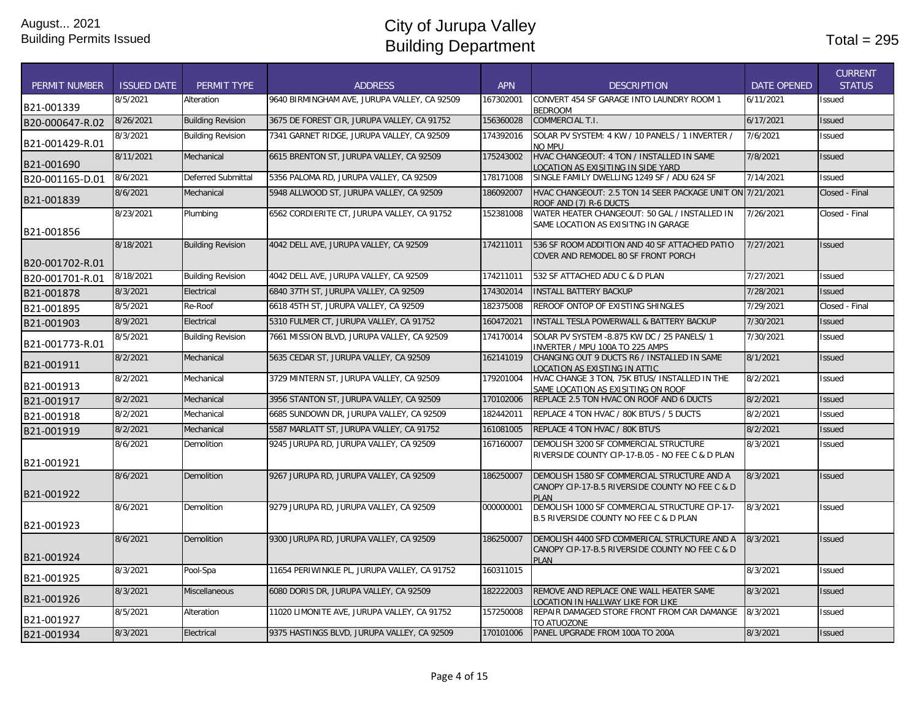# City of Jurupa Valley Building Department

August... 2021
Building Permits Issued

Total = 295

| PERMIT NUMBER | ISSUED DATE | PERMIT TYPE | ADDRESS | APN | DESCRIPTION | DATE OPENED | CURRENT STATUS |
|---|---|---|---|---|---|---|---|
| B21-001339 | 8/5/2021 | Alteration | 9640 BIRMINGHAM AVE, JURUPA VALLEY, CA 92509 | 167302001 | CONVERT 454 SF GARAGE INTO LAUNDRY ROOM 1 BEDROOM | 6/11/2021 | Issued |
| B20-000647-R.02 | 8/26/2021 | Building Revision | 3675 DE FOREST CIR, JURUPA VALLEY, CA 91752 | 156360028 | COMMERCIAL T.I. | 6/17/2021 | Issued |
| B21-001429-R.01 | 8/3/2021 | Building Revision | 7341 GARNET RIDGE, JURUPA VALLEY, CA 92509 | 174392016 | SOLAR PV SYSTEM: 4 KW / 10 PANELS / 1 INVERTER / NO MPU | 7/6/2021 | Issued |
| B21-001690 | 8/11/2021 | Mechanical | 6615 BRENTON ST, JURUPA VALLEY, CA 92509 | 175243002 | HVAC CHANGEOUT: 4 TON / INSTALLED IN SAME LOCATION AS EXISITING IN SIDE YARD | 7/8/2021 | Issued |
| B20-001165-D.01 | 8/6/2021 | Deferred Submittal | 5356 PALOMA RD, JURUPA VALLEY, CA 92509 | 178171008 | SINGLE FAMILY DWELLING 1249 SF / ADU 624 SF | 7/14/2021 | Issued |
| B21-001839 | 8/6/2021 | Mechanical | 5948 ALLWOOD ST, JURUPA VALLEY, CA 92509 | 186092007 | HVAC CHANGEOUT: 2.5 TON 14 SEER PACKAGE UNIT ON ROOF AND (7) R-6 DUCTS | 7/21/2021 | Closed - Final |
| B21-001856 | 8/23/2021 | Plumbing | 6562 CORDIERITE CT, JURUPA VALLEY, CA 91752 | 152381008 | WATER HEATER CHANGEOUT: 50 GAL / INSTALLED IN SAME LOCATION AS EXISITNG IN GARAGE | 7/26/2021 | Closed - Final |
| B20-001702-R.01 | 8/18/2021 | Building Revision | 4042 DELL AVE, JURUPA VALLEY, CA 92509 | 174211011 | 536 SF ROOM ADDITION AND 40 SF ATTACHED PATIO COVER AND REMODEL 80 SF FRONT PORCH | 7/27/2021 | Issued |
| B20-001701-R.01 | 8/18/2021 | Building Revision | 4042 DELL AVE, JURUPA VALLEY, CA 92509 | 174211011 | 532 SF ATTACHED ADU C & D PLAN | 7/27/2021 | Issued |
| B21-001878 | 8/3/2021 | Electrical | 6840 37TH ST, JURUPA VALLEY, CA 92509 | 174302014 | INSTALL BATTERY BACKUP | 7/28/2021 | Issued |
| B21-001895 | 8/5/2021 | Re-Roof | 6618 45TH ST, JURUPA VALLEY, CA 92509 | 182375008 | REROOF ONTOP OF EXISTING SHINGLES | 7/29/2021 | Closed - Final |
| B21-001903 | 8/9/2021 | Electrical | 5310 FULMER CT, JURUPA VALLEY, CA 91752 | 160472021 | INSTALL TESLA POWERWALL & BATTERY BACKUP | 7/30/2021 | Issued |
| B21-001773-R.01 | 8/5/2021 | Building Revision | 7661 MISSION BLVD, JURUPA VALLEY, CA 92509 | 174170014 | SOLAR PV SYSTEM -8.875 KW DC / 25 PANELS/ 1 INVERTER / MPU 100A TO 225 AMPS | 7/30/2021 | Issued |
| B21-001911 | 8/2/2021 | Mechanical | 5635 CEDAR ST, JURUPA VALLEY, CA 92509 | 162141019 | CHANGING OUT 9 DUCTS R6 / INSTALLED IN SAME LOCATION AS EXISTING IN ATTIC | 8/1/2021 | Issued |
| B21-001913 | 8/2/2021 | Mechanical | 3729 MINTERN ST, JURUPA VALLEY, CA 92509 | 179201004 | HVAC CHANGE 3 TON, 75K BTUS/ INSTALLED IN THE SAME LOCATION AS EXISITING ON ROOF | 8/2/2021 | Issued |
| B21-001917 | 8/2/2021 | Mechanical | 3956 STANTON ST, JURUPA VALLEY, CA 92509 | 170102006 | REPLACE 2.5 TON HVAC ON ROOF AND 6 DUCTS | 8/2/2021 | Issued |
| B21-001918 | 8/2/2021 | Mechanical | 6685 SUNDOWN DR, JURUPA VALLEY, CA 92509 | 182442011 | REPLACE 4 TON HVAC / 80K BTU'S / 5 DUCTS | 8/2/2021 | Issued |
| B21-001919 | 8/2/2021 | Mechanical | 5587 MARLATT ST, JURUPA VALLEY, CA 91752 | 161081005 | REPLACE 4 TON HVAC / 80K BTU'S | 8/2/2021 | Issued |
| B21-001921 | 8/6/2021 | Demolition | 9245 JURUPA RD, JURUPA VALLEY, CA 92509 | 167160007 | DEMOLISH 3200 SF COMMERCIAL STRUCTURE RIVERSIDE COUNTY CIP-17-B.05 - NO FEE C & D PLAN | 8/3/2021 | Issued |
| B21-001922 | 8/6/2021 | Demolition | 9267 JURUPA RD, JURUPA VALLEY, CA 92509 | 186250007 | DEMOLISH 1580 SF COMMERCIAL STRUCTURE AND A CANOPY CIP-17-B.5 RIVERSIDE COUNTY NO FEE C & D PLAN | 8/3/2021 | Issued |
| B21-001923 | 8/6/2021 | Demolition | 9279 JURUPA RD, JURUPA VALLEY, CA 92509 | 000000001 | DEMOLISH 1000 SF COMMERCIAL STRUCTURE CIP-17-B.5 RIVERSIDE COUNTY NO FEE C & D PLAN | 8/3/2021 | Issued |
| B21-001924 | 8/6/2021 | Demolition | 9300 JURUPA RD, JURUPA VALLEY, CA 92509 | 186250007 | DEMOLISH 4400 SFD COMMERICAL STRUCTURE AND A CANOPY CIP-17-B.5 RIVERSIDE COUNTY NO FEE C & D PLAN | 8/3/2021 | Issued |
| B21-001925 | 8/3/2021 | Pool-Spa | 11654 PERIWINKLE PL, JURUPA VALLEY, CA 91752 | 160311015 | | 8/3/2021 | Issued |
| B21-001926 | 8/3/2021 | Miscellaneous | 6080 DORIS DR, JURUPA VALLEY, CA 92509 | 182222003 | REMOVE AND REPLACE ONE WALL HEATER SAME LOCATION IN HALLWAY LIKE FOR LIKE | 8/3/2021 | Issued |
| B21-001927 | 8/5/2021 | Alteration | 11020 LIMONITE AVE, JURUPA VALLEY, CA 91752 | 157250008 | REPAIR DAMAGED STORE FRONT FROM CAR DAMANGE TO ATUOZONE | 8/3/2021 | Issued |
| B21-001934 | 8/3/2021 | Electrical | 9375 HASTINGS BLVD, JURUPA VALLEY, CA 92509 | 170101006 | PANEL UPGRADE FROM 100A TO 200A | 8/3/2021 | Issued |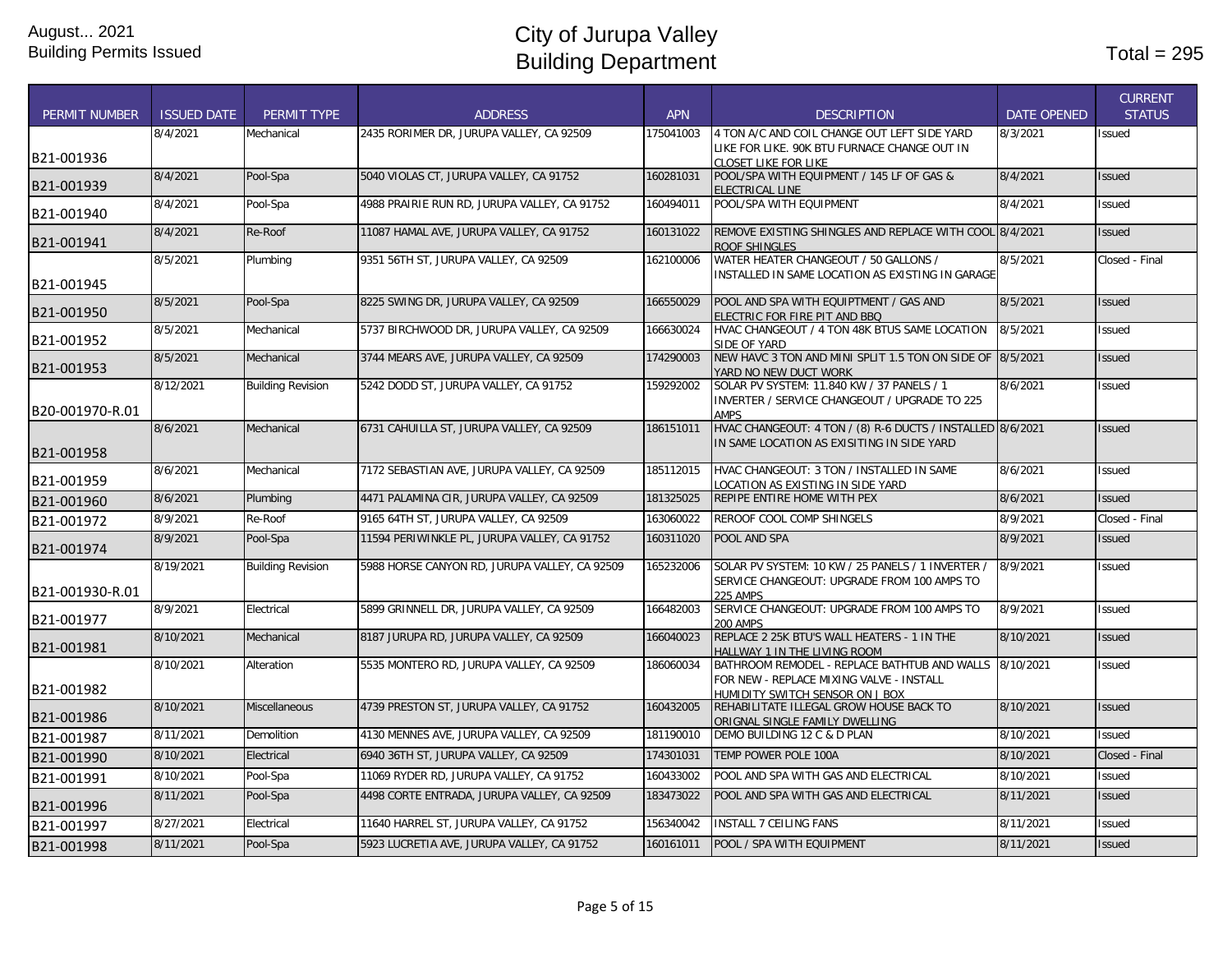August... 2021
Building Permits Issued

# City of Jurupa Valley
# Building Department

Total = 295

| PERMIT NUMBER | ISSUED DATE | PERMIT TYPE | ADDRESS | APN | DESCRIPTION | DATE OPENED | CURRENT STATUS |
|---|---|---|---|---|---|---|---|
| B21-001936 | 8/4/2021 | Mechanical | 2435 RORIMER DR, JURUPA VALLEY, CA 92509 | 175041003 | 4 TON A/C AND COIL CHANGE OUT LEFT SIDE YARD LIKE FOR LIKE. 90K BTU FURNACE CHANGE OUT IN CLOSET LIKE FOR LIKE | 8/3/2021 | Issued |
| B21-001939 | 8/4/2021 | Pool-Spa | 5040 VIOLAS CT, JURUPA VALLEY, CA 91752 | 160281031 | POOL/SPA WITH EQUIPMENT / 145 LF OF GAS & ELECTRICAL LINE | 8/4/2021 | Issued |
| B21-001940 | 8/4/2021 | Pool-Spa | 4988 PRAIRIE RUN RD, JURUPA VALLEY, CA 91752 | 160494011 | POOL/SPA WITH EQUIPMENT | 8/4/2021 | Issued |
| B21-001941 | 8/4/2021 | Re-Roof | 11087 HAMAL AVE, JURUPA VALLEY, CA 91752 | 160131022 | REMOVE EXISTING SHINGLES AND REPLACE WITH COOL ROOF SHINGLES | 8/4/2021 | Issued |
| B21-001945 | 8/5/2021 | Plumbing | 9351 56TH ST, JURUPA VALLEY, CA 92509 | 162100006 | WATER HEATER CHANGEOUT / 50 GALLONS / INSTALLED IN SAME LOCATION AS EXISTING IN GARAGE | 8/5/2021 | Closed - Final |
| B21-001950 | 8/5/2021 | Pool-Spa | 8225 SWING DR, JURUPA VALLEY, CA 92509 | 166550029 | POOL AND SPA WITH EQUIPTMENT / GAS AND ELECTRIC FOR FIRE PIT AND BBQ | 8/5/2021 | Issued |
| B21-001952 | 8/5/2021 | Mechanical | 5737 BIRCHWOOD DR, JURUPA VALLEY, CA 92509 | 166630024 | HVAC CHANGEOUT / 4 TON 48K BTUS SAME LOCATION SIDE OF YARD | 8/5/2021 | Issued |
| B21-001953 | 8/5/2021 | Mechanical | 3744 MEARS AVE, JURUPA VALLEY, CA 92509 | 174290003 | NEW HAVC 3 TON AND MINI SPLIT 1.5 TON ON SIDE OF YARD NO NEW DUCT WORK | 8/5/2021 | Issued |
| B20-001970-R.01 | 8/12/2021 | Building Revision | 5242 DODD ST, JURUPA VALLEY, CA 91752 | 159292002 | SOLAR PV SYSTEM: 11.840 KW / 37 PANELS / 1 INVERTER / SERVICE CHANGEOUT / UPGRADE TO 225 AMPS | 8/6/2021 | Issued |
| B21-001958 | 8/6/2021 | Mechanical | 6731 CAHUILLA ST, JURUPA VALLEY, CA 92509 | 186151011 | HVAC CHANGEOUT: 4 TON / (8) R-6 DUCTS / INSTALLED IN SAME LOCATION AS EXISITING IN SIDE YARD | 8/6/2021 | Issued |
| B21-001959 | 8/6/2021 | Mechanical | 7172 SEBASTIAN AVE, JURUPA VALLEY, CA 92509 | 185112015 | HVAC CHANGEOUT: 3 TON / INSTALLED IN SAME LOCATION AS EXISTING IN SIDE YARD | 8/6/2021 | Issued |
| B21-001960 | 8/6/2021 | Plumbing | 4471 PALAMINA CIR, JURUPA VALLEY, CA 92509 | 181325025 | REPIPE ENTIRE HOME WITH PEX | 8/6/2021 | Issued |
| B21-001972 | 8/9/2021 | Re-Roof | 9165 64TH ST, JURUPA VALLEY, CA 92509 | 163060022 | REROOF COOL COMP SHINGELS | 8/9/2021 | Closed - Final |
| B21-001974 | 8/9/2021 | Pool-Spa | 11594 PERIWINKLE PL, JURUPA VALLEY, CA 91752 | 160311020 | POOL AND SPA | 8/9/2021 | Issued |
| B21-001930-R.01 | 8/19/2021 | Building Revision | 5988 HORSE CANYON RD, JURUPA VALLEY, CA 92509 | 165232006 | SOLAR PV SYSTEM: 10 KW / 25 PANELS / 1 INVERTER / SERVICE CHANGEOUT: UPGRADE FROM 100 AMPS TO 225 AMPS | 8/9/2021 | Issued |
| B21-001977 | 8/9/2021 | Electrical | 5899 GRINNELL DR, JURUPA VALLEY, CA 92509 | 166482003 | SERVICE CHANGEOUT: UPGRADE FROM 100 AMPS TO 200 AMPS | 8/9/2021 | Issued |
| B21-001981 | 8/10/2021 | Mechanical | 8187 JURUPA RD, JURUPA VALLEY, CA 92509 | 166040023 | REPLACE 2 25K BTU'S WALL HEATERS - 1 IN THE HALLWAY 1 IN THE LIVING ROOM | 8/10/2021 | Issued |
| B21-001982 | 8/10/2021 | Alteration | 5535 MONTERO RD, JURUPA VALLEY, CA 92509 | 186060034 | BATHROOM REMODEL - REPLACE BATHTUB AND WALLS FOR NEW - REPLACE MIXING VALVE - INSTALL HUMIDITY SWITCH SENSOR ON J BOX | 8/10/2021 | Issued |
| B21-001986 | 8/10/2021 | Miscellaneous | 4739 PRESTON ST, JURUPA VALLEY, CA 91752 | 160432005 | REHABILITATE ILLEGAL GROW HOUSE BACK TO ORIGNAL SINGLE FAMILY DWELLING | 8/10/2021 | Issued |
| B21-001987 | 8/11/2021 | Demolition | 4130 MENNES AVE, JURUPA VALLEY, CA 92509 | 181190010 | DEMO BUILDING 12 C & D PLAN | 8/10/2021 | Issued |
| B21-001990 | 8/10/2021 | Electrical | 6940 36TH ST, JURUPA VALLEY, CA 92509 | 174301031 | TEMP POWER POLE 100A | 8/10/2021 | Closed - Final |
| B21-001991 | 8/10/2021 | Pool-Spa | 11069 RYDER RD, JURUPA VALLEY, CA 91752 | 160433002 | POOL AND SPA WITH GAS AND ELECTRICAL | 8/10/2021 | Issued |
| B21-001996 | 8/11/2021 | Pool-Spa | 4498 CORTE ENTRADA, JURUPA VALLEY, CA 92509 | 183473022 | POOL AND SPA WITH GAS AND ELECTRICAL | 8/11/2021 | Issued |
| B21-001997 | 8/27/2021 | Electrical | 11640 HARREL ST, JURUPA VALLEY, CA 91752 | 156340042 | INSTALL 7 CEILING FANS | 8/11/2021 | Issued |
| B21-001998 | 8/11/2021 | Pool-Spa | 5923 LUCRETIA AVE, JURUPA VALLEY, CA 91752 | 160161011 | POOL / SPA WITH EQUIPMENT | 8/11/2021 | Issued |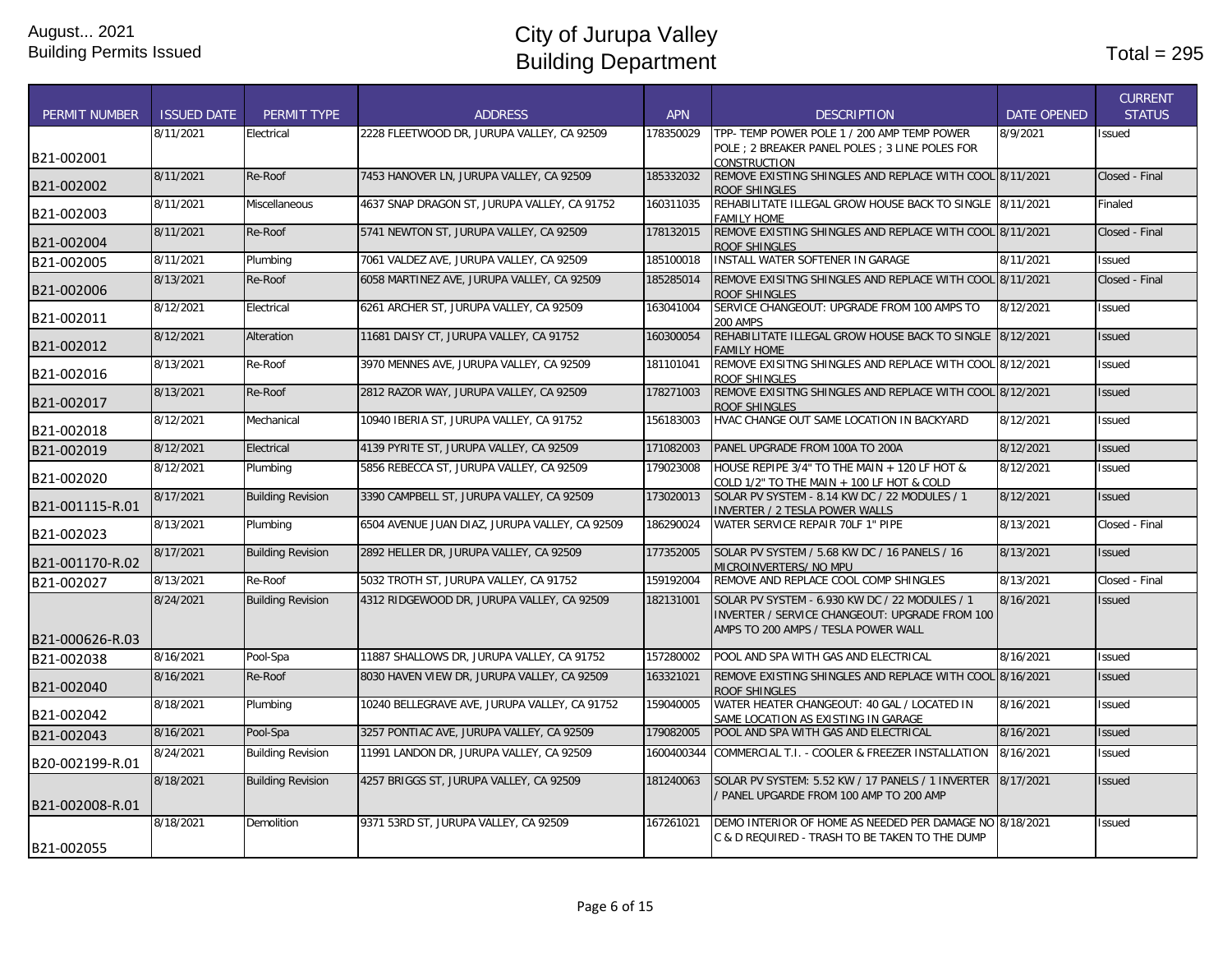August... 2021
Building Permits Issued

# City of Jurupa Valley
# Building Department

Total = 295

| PERMIT NUMBER | ISSUED DATE | PERMIT TYPE | ADDRESS | APN | DESCRIPTION | DATE OPENED | CURRENT STATUS |
|---|---|---|---|---|---|---|---|
| B21-002001 | 8/11/2021 | Electrical | 2228 FLEETWOOD DR, JURUPA VALLEY, CA 92509 | 178350029 | TPP- TEMP POWER POLE 1 / 200 AMP TEMP POWER POLE ; 2 BREAKER PANEL POLES ; 3 LINE POLES FOR CONSTRUCTION | 8/9/2021 | Issued |
| B21-002002 | 8/11/2021 | Re-Roof | 7453 HANOVER LN, JURUPA VALLEY, CA 92509 | 185332032 | REMOVE EXISTING SHINGLES AND REPLACE WITH COOL ROOF SHINGLES | 8/11/2021 | Closed - Final |
| B21-002003 | 8/11/2021 | Miscellaneous | 4637 SNAP DRAGON ST, JURUPA VALLEY, CA 91752 | 160311035 | REHABILITATE ILLEGAL GROW HOUSE BACK TO SINGLE FAMILY HOME | 8/11/2021 | Finaled |
| B21-002004 | 8/11/2021 | Re-Roof | 5741 NEWTON ST, JURUPA VALLEY, CA 92509 | 178132015 | REMOVE EXISTING SHINGLES AND REPLACE WITH COOL ROOF SHINGLES | 8/11/2021 | Closed - Final |
| B21-002005 | 8/11/2021 | Plumbing | 7061 VALDEZ AVE, JURUPA VALLEY, CA 92509 | 185100018 | INSTALL WATER SOFTENER IN GARAGE | 8/11/2021 | Issued |
| B21-002006 | 8/13/2021 | Re-Roof | 6058 MARTINEZ AVE, JURUPA VALLEY, CA 92509 | 185285014 | REMOVE EXISTING SHINGLES AND REPLACE WITH COOL ROOF SHINGLES | 8/11/2021 | Closed - Final |
| B21-002011 | 8/12/2021 | Electrical | 6261 ARCHER ST, JURUPA VALLEY, CA 92509 | 163041004 | SERVICE CHANGEOUT: UPGRADE FROM 100 AMPS TO 200 AMPS | 8/12/2021 | Issued |
| B21-002012 | 8/12/2021 | Alteration | 11681 DAISY CT, JURUPA VALLEY, CA 91752 | 160300054 | REHABILITATE ILLEGAL GROW HOUSE BACK TO SINGLE FAMILY HOME | 8/12/2021 | Issued |
| B21-002016 | 8/13/2021 | Re-Roof | 3970 MENNES AVE, JURUPA VALLEY, CA 92509 | 181101041 | REMOVE EXISITNG SHINGLES AND REPLACE WITH COOL ROOF SHINGLES | 8/12/2021 | Issued |
| B21-002017 | 8/13/2021 | Re-Roof | 2812 RAZOR WAY, JURUPA VALLEY, CA 92509 | 178271003 | REMOVE EXISITNG SHINGLES AND REPLACE WITH COOL ROOF SHINGLES | 8/12/2021 | Issued |
| B21-002018 | 8/12/2021 | Mechanical | 10940 IBERIA ST, JURUPA VALLEY, CA 91752 | 156183003 | HVAC CHANGE OUT SAME LOCATION IN BACKYARD | 8/12/2021 | Issued |
| B21-002019 | 8/12/2021 | Electrical | 4139 PYRITE ST, JURUPA VALLEY, CA 92509 | 171082003 | PANEL UPGRADE FROM 100A TO 200A | 8/12/2021 | Issued |
| B21-002020 | 8/12/2021 | Plumbing | 5856 REBECCA ST, JURUPA VALLEY, CA 92509 | 179023008 | HOUSE REPIPE 3/4" TO THE MAIN + 120 LF HOT & COLD 1/2" TO THE MAIN + 100 LF HOT & COLD | 8/12/2021 | Issued |
| B21-001115-R.01 | 8/17/2021 | Building Revision | 3390 CAMPBELL ST, JURUPA VALLEY, CA 92509 | 173020013 | SOLAR PV SYSTEM - 8.14 KW DC / 22 MODULES / 1 INVERTER / 2 TESLA POWER WALLS | 8/12/2021 | Issued |
| B21-002023 | 8/13/2021 | Plumbing | 6504 AVENUE JUAN DIAZ, JURUPA VALLEY, CA 92509 | 186290024 | WATER SERVICE REPAIR 70LF 1" PIPE | 8/13/2021 | Closed - Final |
| B21-001170-R.02 | 8/17/2021 | Building Revision | 2892 HELLER DR, JURUPA VALLEY, CA 92509 | 177352005 | SOLAR PV SYSTEM / 5.68 KW DC / 16 PANELS / 16 MICROINVERTERS/ NO MPU | 8/13/2021 | Issued |
| B21-002027 | 8/13/2021 | Re-Roof | 5032 TROTH ST, JURUPA VALLEY, CA 91752 | 159192004 | REMOVE AND REPLACE COOL COMP SHINGLES | 8/13/2021 | Closed - Final |
| B21-000626-R.03 | 8/24/2021 | Building Revision | 4312 RIDGEWOOD DR, JURUPA VALLEY, CA 92509 | 182131001 | SOLAR PV SYSTEM - 6.930 KW DC / 22 MODULES / 1 INVERTER / SERVICE CHANGEOUT: UPGRADE FROM 100 AMPS TO 200 AMPS / TESLA POWER WALL | 8/16/2021 | Issued |
| B21-002038 | 8/16/2021 | Pool-Spa | 11887 SHALLOWS DR, JURUPA VALLEY, CA 91752 | 157280002 | POOL AND SPA WITH GAS AND ELECTRICAL | 8/16/2021 | Issued |
| B21-002040 | 8/16/2021 | Re-Roof | 8030 HAVEN VIEW DR, JURUPA VALLEY, CA 92509 | 163321021 | REMOVE EXISTING SHINGLES AND REPLACE WITH COOL ROOF SHINGLES | 8/16/2021 | Issued |
| B21-002042 | 8/18/2021 | Plumbing | 10240 BELLEGRAVE AVE, JURUPA VALLEY, CA 91752 | 159040005 | WATER HEATER CHANGEOUT: 40 GAL / LOCATED IN SAME LOCATION AS EXISTING IN GARAGE | 8/16/2021 | Issued |
| B21-002043 | 8/16/2021 | Pool-Spa | 3257 PONTIAC AVE, JURUPA VALLEY, CA 92509 | 179082005 | POOL AND SPA WITH GAS AND ELECTRICAL | 8/16/2021 | Issued |
| B20-002199-R.01 | 8/24/2021 | Building Revision | 11991 LANDON DR, JURUPA VALLEY, CA 92509 | 1600400344 | COMMERCIAL T.I. - COOLER & FREEZER INSTALLATION | 8/16/2021 | Issued |
| B21-002008-R.01 | 8/18/2021 | Building Revision | 4257 BRIGGS ST, JURUPA VALLEY, CA 92509 | 181240063 | SOLAR PV SYSTEM: 5.52 KW / 17 PANELS / 1 INVERTER / PANEL UPGARDE FROM 100 AMP TO 200 AMP | 8/17/2021 | Issued |
| B21-002055 | 8/18/2021 | Demolition | 9371 53RD ST, JURUPA VALLEY, CA 92509 | 167261021 | DEMO INTERIOR OF HOME AS NEEDED PER DAMAGE NO C & D REQUIRED - TRASH TO BE TAKEN TO THE DUMP | 8/18/2021 | Issued |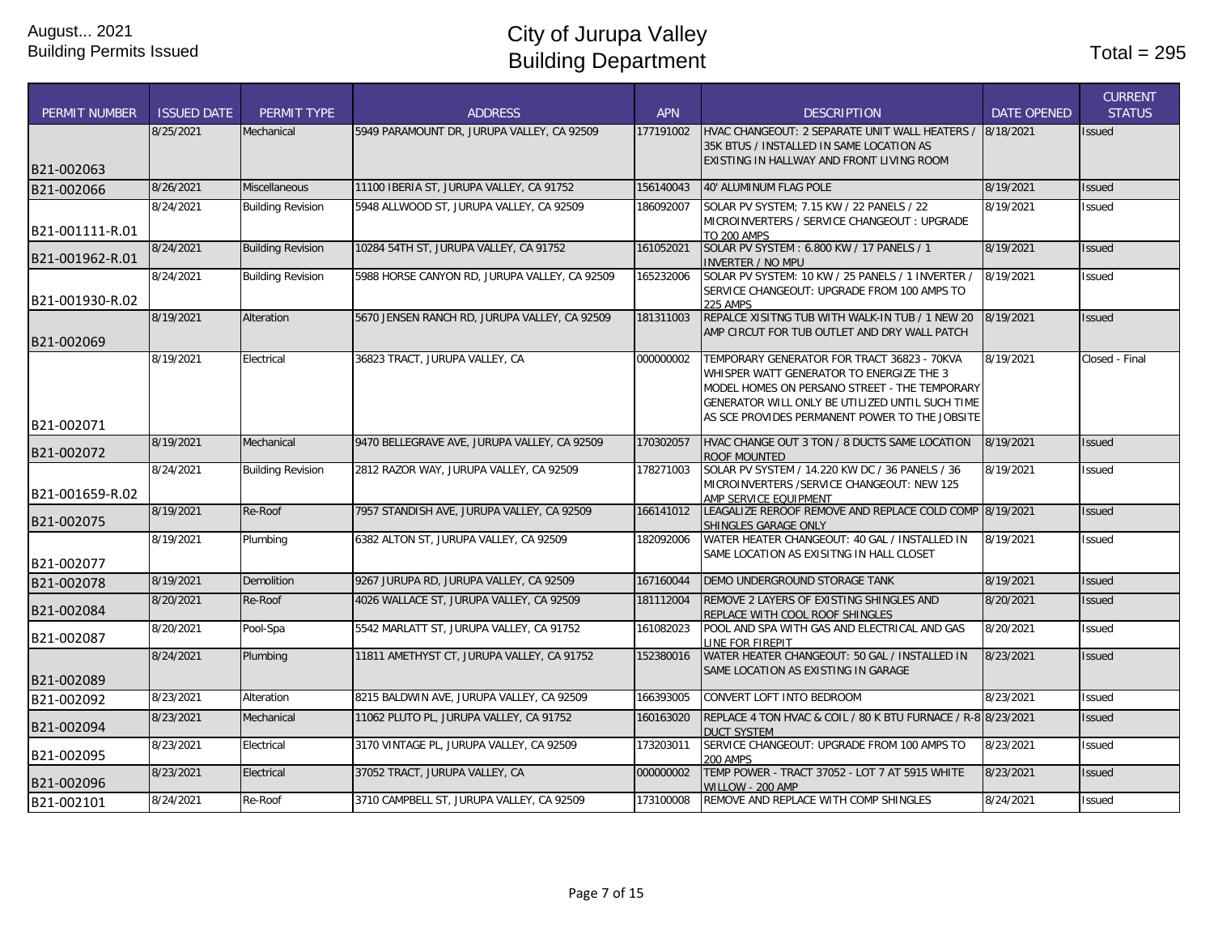August... 2021
Building Permits Issued

# City of Jurupa Valley
# Building Department

Total = 295

| PERMIT NUMBER | ISSUED DATE | PERMIT TYPE | ADDRESS | APN | DESCRIPTION | DATE OPENED | CURRENT STATUS |
|---|---|---|---|---|---|---|---|
| B21-002063 | 8/25/2021 | Mechanical | 5949 PARAMOUNT DR, JURUPA VALLEY, CA 92509 | 177191002 | HVAC CHANGEOUT: 2 SEPARATE UNIT WALL HEATERS / 35K BTUS / INSTALLED IN SAME LOCATION AS EXISTING IN HALLWAY AND FRONT LIVING ROOM | 8/18/2021 | Issued |
| B21-002066 | 8/26/2021 | Miscellaneous | 11100 IBERIA ST, JURUPA VALLEY, CA 91752 | 156140043 | 40' ALUMINUM FLAG POLE | 8/19/2021 | Issued |
| B21-001111-R.01 | 8/24/2021 | Building Revision | 5948 ALLWOOD ST, JURUPA VALLEY, CA 92509 | 186092007 | SOLAR PV SYSTEM; 7.15 KW / 22 PANELS / 22 MICROINVERTERS / SERVICE CHANGEOUT : UPGRADE TO 200 AMPS | 8/19/2021 | Issued |
| B21-001962-R.01 | 8/24/2021 | Building Revision | 10284 54TH ST, JURUPA VALLEY, CA 91752 | 161052021 | SOLAR PV SYSTEM : 6.800 KW / 17 PANELS / 1 INVERTER / NO MPU | 8/19/2021 | Issued |
| B21-001930-R.02 | 8/24/2021 | Building Revision | 5988 HORSE CANYON RD, JURUPA VALLEY, CA 92509 | 165232006 | SOLAR PV SYSTEM: 10 KW / 25 PANELS / 1 INVERTER / SERVICE CHANGEOUT: UPGRADE FROM 100 AMPS TO 225 AMPS | 8/19/2021 | Issued |
| B21-002069 | 8/19/2021 | Alteration | 5670 JENSEN RANCH RD, JURUPA VALLEY, CA 92509 | 181311003 | REPALCE XISITNG TUB WITH WALK-IN TUB / 1 NEW 20 AMP CIRCUT FOR TUB OUTLET AND DRY WALL PATCH | 8/19/2021 | Issued |
| B21-002071 | 8/19/2021 | Electrical | 36823 TRACT, JURUPA VALLEY, CA | 000000002 | TEMPORARY GENERATOR FOR TRACT 36823 - 70KVA WHISPER WATT GENERATOR TO ENERGIZE THE 3 MODEL HOMES ON PERSANO STREET - THE TEMPORARY GENERATOR WILL ONLY BE UTILIZED UNTIL SUCH TIME AS SCE PROVIDES PERMANENT POWER TO THE JOBSITE | 8/19/2021 | Closed - Final |
| B21-002072 | 8/19/2021 | Mechanical | 9470 BELLEGRAVE AVE, JURUPA VALLEY, CA 92509 | 170302057 | HVAC CHANGE OUT 3 TON / 8 DUCTS SAME LOCATION ROOF MOUNTED | 8/19/2021 | Issued |
| B21-001659-R.02 | 8/24/2021 | Building Revision | 2812 RAZOR WAY, JURUPA VALLEY, CA 92509 | 178271003 | SOLAR PV SYSTEM / 14.220 KW DC / 36 PANELS / 36 MICROINVERTERS /SERVICE CHANGEOUT: NEW 125 AMP SERVICE EQUIPMENT | 8/19/2021 | Issued |
| B21-002075 | 8/19/2021 | Re-Roof | 7957 STANDISH AVE, JURUPA VALLEY, CA 92509 | 166141012 | LEAGALIZE REROOF REMOVE AND REPLACE COLD COMP SHINGLES GARAGE ONLY | 8/19/2021 | Issued |
| B21-002077 | 8/19/2021 | Plumbing | 6382 ALTON ST, JURUPA VALLEY, CA 92509 | 182092006 | WATER HEATER CHANGEOUT: 40 GAL / INSTALLED IN SAME LOCATION AS EXISITNG IN HALL CLOSET | 8/19/2021 | Issued |
| B21-002078 | 8/19/2021 | Demolition | 9267 JURUPA RD, JURUPA VALLEY, CA 92509 | 167160044 | DEMO UNDERGROUND STORAGE TANK | 8/19/2021 | Issued |
| B21-002084 | 8/20/2021 | Re-Roof | 4026 WALLACE ST, JURUPA VALLEY, CA 92509 | 181112004 | REMOVE 2 LAYERS OF EXISTING SHINGLES AND REPLACE WITH COOL ROOF SHINGLES | 8/20/2021 | Issued |
| B21-002087 | 8/20/2021 | Pool-Spa | 5542 MARLATT ST, JURUPA VALLEY, CA 91752 | 161082023 | POOL AND SPA WITH GAS AND ELECTRICAL AND GAS LINE FOR FIREPIT | 8/20/2021 | Issued |
| B21-002089 | 8/24/2021 | Plumbing | 11811 AMETHYST CT, JURUPA VALLEY, CA 91752 | 152380016 | WATER HEATER CHANGEOUT: 50 GAL / INSTALLED IN SAME LOCATION AS EXISTING IN GARAGE | 8/23/2021 | Issued |
| B21-002092 | 8/23/2021 | Alteration | 8215 BALDWIN AVE, JURUPA VALLEY, CA 92509 | 166393005 | CONVERT LOFT INTO BEDROOM | 8/23/2021 | Issued |
| B21-002094 | 8/23/2021 | Mechanical | 11062 PLUTO PL, JURUPA VALLEY, CA 91752 | 160163020 | REPLACE 4 TON HVAC & COIL / 80 K BTU FURNACE / R-8 DUCT SYSTEM | 8/23/2021 | Issued |
| B21-002095 | 8/23/2021 | Electrical | 3170 VINTAGE PL, JURUPA VALLEY, CA 92509 | 173203011 | SERVICE CHANGEOUT: UPGRADE FROM 100 AMPS TO 200 AMPS | 8/23/2021 | Issued |
| B21-002096 | 8/23/2021 | Electrical | 37052 TRACT, JURUPA VALLEY, CA | 000000002 | TEMP POWER - TRACT 37052 - LOT 7 AT 5915 WHITE WILLOW - 200 AMP | 8/23/2021 | Issued |
| B21-002101 | 8/24/2021 | Re-Roof | 3710 CAMPBELL ST, JURUPA VALLEY, CA 92509 | 173100008 | REMOVE AND REPLACE WITH COMP SHINGLES | 8/24/2021 | Issued |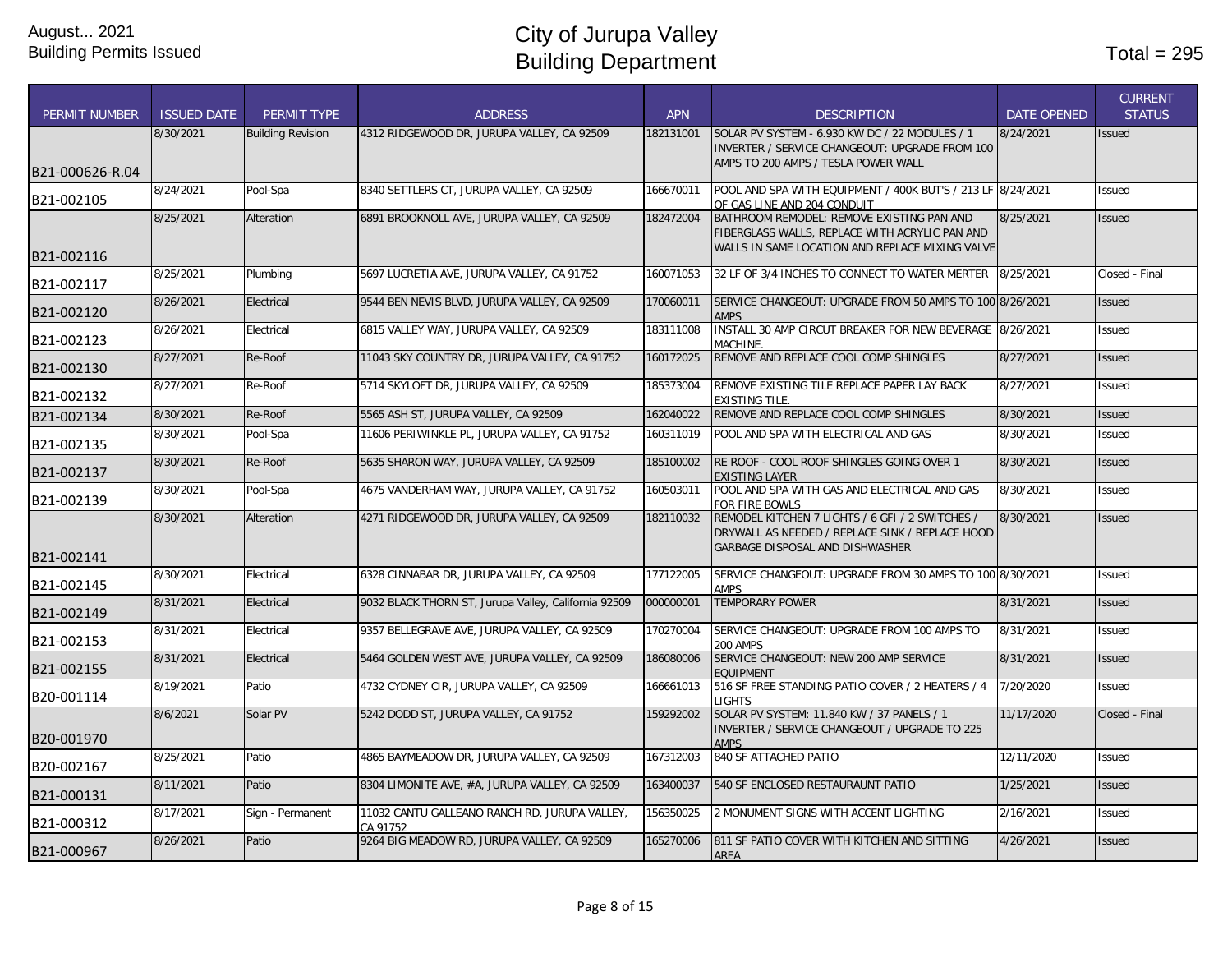August... 2021
Building Permits Issued

# City of Jurupa Valley
# Building Department

Total = 295

| PERMIT NUMBER | ISSUED DATE | PERMIT TYPE | ADDRESS | APN | DESCRIPTION | DATE OPENED | CURRENT STATUS |
|---|---|---|---|---|---|---|---|
| B21-000626-R.04 | 8/30/2021 | Building Revision | 4312 RIDGEWOOD DR, JURUPA VALLEY, CA 92509 | 182131001 | SOLAR PV SYSTEM - 6.930 KW DC / 22 MODULES / 1 INVERTER / SERVICE CHANGEOUT: UPGRADE FROM 100 AMPS TO 200 AMPS / TESLA POWER WALL | 8/24/2021 | Issued |
| B21-002105 | 8/24/2021 | Pool-Spa | 8340 SETTLERS CT, JURUPA VALLEY, CA 92509 | 166670011 | POOL AND SPA WITH EQUIPMENT / 400K BUT'S / 213 LF OF GAS LINE AND 204 CONDUIT | 8/24/2021 | Issued |
| B21-002116 | 8/25/2021 | Alteration | 6891 BROOKNOLL AVE, JURUPA VALLEY, CA 92509 | 182472004 | BATHROOM REMODEL: REMOVE EXISTING PAN AND FIBERGLASS WALLS, REPLACE WITH ACRYLIC PAN AND WALLS IN SAME LOCATION AND REPLACE MIXING VALVE | 8/25/2021 | Issued |
| B21-002117 | 8/25/2021 | Plumbing | 5697 LUCRETIA AVE, JURUPA VALLEY, CA 91752 | 160071053 | 32 LF OF 3/4 INCHES TO CONNECT TO WATER MERTER | 8/25/2021 | Closed - Final |
| B21-002120 | 8/26/2021 | Electrical | 9544 BEN NEVIS BLVD, JURUPA VALLEY, CA 92509 | 170060011 | SERVICE CHANGEOUT: UPGRADE FROM 50 AMPS TO 100 AMPS | 8/26/2021 | Issued |
| B21-002123 | 8/26/2021 | Electrical | 6815 VALLEY WAY, JURUPA VALLEY, CA 92509 | 183111008 | INSTALL 30 AMP CIRCUT BREAKER FOR NEW BEVERAGE MACHINE. | 8/26/2021 | Issued |
| B21-002130 | 8/27/2021 | Re-Roof | 11043 SKY COUNTRY DR, JURUPA VALLEY, CA 91752 | 160172025 | REMOVE AND REPLACE COOL COMP SHINGLES | 8/27/2021 | Issued |
| B21-002132 | 8/27/2021 | Re-Roof | 5714 SKYLOFT DR, JURUPA VALLEY, CA 92509 | 185373004 | REMOVE EXISTING TILE REPLACE PAPER LAY BACK EXISTING TILE. | 8/27/2021 | Issued |
| B21-002134 | 8/30/2021 | Re-Roof | 5565 ASH ST, JURUPA VALLEY, CA 92509 | 162040022 | REMOVE AND REPLACE COOL COMP SHINGLES | 8/30/2021 | Issued |
| B21-002135 | 8/30/2021 | Pool-Spa | 11606 PERIWINKLE PL, JURUPA VALLEY, CA 91752 | 160311019 | POOL AND SPA WITH ELECTRICAL AND GAS | 8/30/2021 | Issued |
| B21-002137 | 8/30/2021 | Re-Roof | 5635 SHARON WAY, JURUPA VALLEY, CA 92509 | 185100002 | RE ROOF - COOL ROOF SHINGLES GOING OVER 1 EXISTING LAYER | 8/30/2021 | Issued |
| B21-002139 | 8/30/2021 | Pool-Spa | 4675 VANDERHAM WAY, JURUPA VALLEY, CA 91752 | 160503011 | POOL AND SPA WITH GAS AND ELECTRICAL AND GAS FOR FIRE BOWLS | 8/30/2021 | Issued |
| B21-002141 | 8/30/2021 | Alteration | 4271 RIDGEWOOD DR, JURUPA VALLEY, CA 92509 | 182110032 | REMODEL KITCHEN 7 LIGHTS / 6 GFI / 2 SWITCHES / DRYWALL AS NEEDED / REPLACE SINK / REPLACE HOOD GARBAGE DISPOSAL AND DISHWASHER | 8/30/2021 | Issued |
| B21-002145 | 8/30/2021 | Electrical | 6328 CINNABAR DR, JURUPA VALLEY, CA 92509 | 177122005 | SERVICE CHANGEOUT: UPGRADE FROM 30 AMPS TO 100 AMPS | 8/30/2021 | Issued |
| B21-002149 | 8/31/2021 | Electrical | 9032 BLACK THORN ST, Jurupa Valley, California 92509 | 000000001 | TEMPORARY POWER | 8/31/2021 | Issued |
| B21-002153 | 8/31/2021 | Electrical | 9357 BELLEGRAVE AVE, JURUPA VALLEY, CA 92509 | 170270004 | SERVICE CHANGEOUT: UPGRADE FROM 100 AMPS TO 200 AMPS | 8/31/2021 | Issued |
| B21-002155 | 8/31/2021 | Electrical | 5464 GOLDEN WEST AVE, JURUPA VALLEY, CA 92509 | 186080006 | SERVICE CHANGEOUT: NEW 200 AMP SERVICE EQUIPMENT | 8/31/2021 | Issued |
| B20-001114 | 8/19/2021 | Patio | 4732 CYDNEY CIR, JURUPA VALLEY, CA 92509 | 166661013 | 516 SF FREE STANDING PATIO COVER / 2 HEATERS / 4 LIGHTS | 7/20/2020 | Issued |
| B20-001970 | 8/6/2021 | Solar PV | 5242 DODD ST, JURUPA VALLEY, CA 91752 | 159292002 | SOLAR PV SYSTEM: 11.840 KW / 37 PANELS / 1 INVERTER / SERVICE CHANGEOUT / UPGRADE TO 225 AMPS | 11/17/2020 | Closed - Final |
| B20-002167 | 8/25/2021 | Patio | 4865 BAYMEADOW DR, JURUPA VALLEY, CA 92509 | 167312003 | 840 SF ATTACHED PATIO | 12/11/2020 | Issued |
| B21-000131 | 8/11/2021 | Patio | 8304 LIMONITE AVE, #A, JURUPA VALLEY, CA 92509 | 163400037 | 540 SF ENCLOSED RESTAURAUNT PATIO | 1/25/2021 | Issued |
| B21-000312 | 8/17/2021 | Sign - Permanent | 11032 CANTU GALLEANO RANCH RD, JURUPA VALLEY, CA 91752 | 156350025 | 2 MONUMENT SIGNS WITH ACCENT LIGHTING | 2/16/2021 | Issued |
| B21-000967 | 8/26/2021 | Patio | 9264 BIG MEADOW RD, JURUPA VALLEY, CA 92509 | 165270006 | 811 SF PATIO COVER WITH KITCHEN AND SITTING AREA | 4/26/2021 | Issued |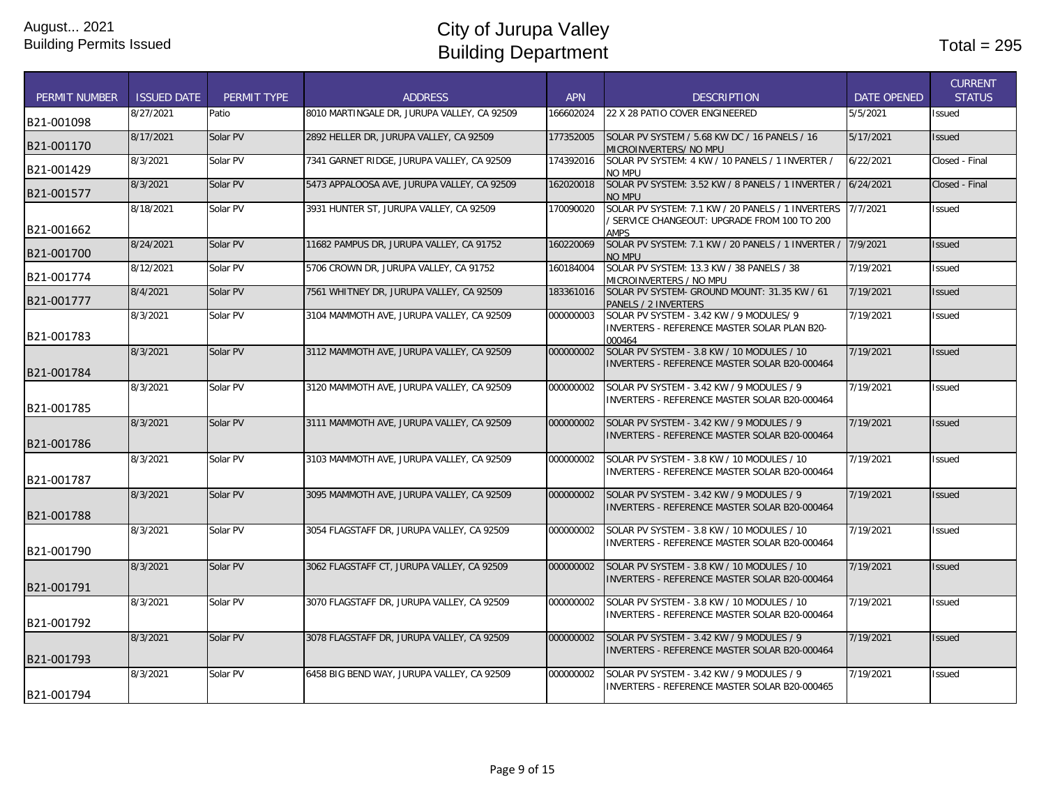August... 2021
Building Permits Issued

# City of Jurupa Valley
# Building Department

Total = 295

| PERMIT NUMBER | ISSUED DATE | PERMIT TYPE | ADDRESS | APN | DESCRIPTION | DATE OPENED | CURRENT STATUS |
|---|---|---|---|---|---|---|---|
| B21-001098 | 8/27/2021 | Patio | 8010 MARTINGALE DR, JURUPA VALLEY, CA 92509 | 166602024 | 22 X 28 PATIO COVER ENGINEERED | 5/5/2021 | Issued |
| B21-001170 | 8/17/2021 | Solar PV | 2892 HELLER DR, JURUPA VALLEY, CA 92509 | 177352005 | SOLAR PV SYSTEM / 5.68 KW DC / 16 PANELS / 16 MICROINVERTERS/ NO MPU | 5/17/2021 | Issued |
| B21-001429 | 8/3/2021 | Solar PV | 7341 GARNET RIDGE, JURUPA VALLEY, CA 92509 | 174392016 | SOLAR PV SYSTEM: 4 KW / 10 PANELS / 1 INVERTER / NO MPU | 6/22/2021 | Closed - Final |
| B21-001577 | 8/3/2021 | Solar PV | 5473 APPALOOSA AVE, JURUPA VALLEY, CA 92509 | 162020018 | SOLAR PV SYSTEM: 3.52 KW / 8 PANELS / 1 INVERTER / NO MPU | 6/24/2021 | Closed - Final |
| B21-001662 | 8/18/2021 | Solar PV | 3931 HUNTER ST, JURUPA VALLEY, CA 92509 | 170090020 | SOLAR PV SYSTEM: 7.1 KW / 20 PANELS / 1 INVERTERS / SERVICE CHANGEOUT: UPGRADE FROM 100 TO 200 AMPS | 7/7/2021 | Issued |
| B21-001700 | 8/24/2021 | Solar PV | 11682 PAMPUS DR, JURUPA VALLEY, CA 91752 | 160220069 | SOLAR PV SYSTEM: 7.1 KW / 20 PANELS / 1 INVERTER / NO MPU | 7/9/2021 | Issued |
| B21-001774 | 8/12/2021 | Solar PV | 5706 CROWN DR, JURUPA VALLEY, CA 91752 | 160184004 | SOLAR PV SYSTEM: 13.3 KW / 38 PANELS / 38 MICROINVERTERS / NO MPU | 7/19/2021 | Issued |
| B21-001777 | 8/4/2021 | Solar PV | 7561 WHITNEY DR, JURUPA VALLEY, CA 92509 | 183361016 | SOLAR PV SYSTEM- GROUND MOUNT: 31.35 KW / 61 PANELS / 2 INVERTERS | 7/19/2021 | Issued |
| B21-001783 | 8/3/2021 | Solar PV | 3104 MAMMOTH AVE, JURUPA VALLEY, CA 92509 | 000000003 | SOLAR PV SYSTEM - 3.42 KW / 9 MODULES/ 9 INVERTERS - REFERENCE MASTER SOLAR PLAN B20-000464 | 7/19/2021 | Issued |
| B21-001784 | 8/3/2021 | Solar PV | 3112 MAMMOTH AVE, JURUPA VALLEY, CA 92509 | 000000002 | SOLAR PV SYSTEM - 3.8 KW / 10 MODULES / 10 INVERTERS - REFERENCE MASTER SOLAR B20-000464 | 7/19/2021 | Issued |
| B21-001785 | 8/3/2021 | Solar PV | 3120 MAMMOTH AVE, JURUPA VALLEY, CA 92509 | 000000002 | SOLAR PV SYSTEM - 3.42 KW / 9 MODULES / 9 INVERTERS - REFERENCE MASTER SOLAR B20-000464 | 7/19/2021 | Issued |
| B21-001786 | 8/3/2021 | Solar PV | 3111 MAMMOTH AVE, JURUPA VALLEY, CA 92509 | 000000002 | SOLAR PV SYSTEM - 3.42 KW / 9 MODULES / 9 INVERTERS - REFERENCE MASTER SOLAR B20-000464 | 7/19/2021 | Issued |
| B21-001787 | 8/3/2021 | Solar PV | 3103 MAMMOTH AVE, JURUPA VALLEY, CA 92509 | 000000002 | SOLAR PV SYSTEM - 3.8 KW / 10 MODULES / 10 INVERTERS - REFERENCE MASTER SOLAR B20-000464 | 7/19/2021 | Issued |
| B21-001788 | 8/3/2021 | Solar PV | 3095 MAMMOTH AVE, JURUPA VALLEY, CA 92509 | 000000002 | SOLAR PV SYSTEM - 3.42 KW / 9 MODULES / 9 INVERTERS - REFERENCE MASTER SOLAR B20-000464 | 7/19/2021 | Issued |
| B21-001790 | 8/3/2021 | Solar PV | 3054 FLAGSTAFF DR, JURUPA VALLEY, CA 92509 | 000000002 | SOLAR PV SYSTEM - 3.8 KW / 10 MODULES / 10 INVERTERS - REFERENCE MASTER SOLAR B20-000464 | 7/19/2021 | Issued |
| B21-001791 | 8/3/2021 | Solar PV | 3062 FLAGSTAFF CT, JURUPA VALLEY, CA 92509 | 000000002 | SOLAR PV SYSTEM - 3.8 KW / 10 MODULES / 10 INVERTERS - REFERENCE MASTER SOLAR B20-000464 | 7/19/2021 | Issued |
| B21-001792 | 8/3/2021 | Solar PV | 3070 FLAGSTAFF DR, JURUPA VALLEY, CA 92509 | 000000002 | SOLAR PV SYSTEM - 3.8 KW / 10 MODULES / 10 INVERTERS - REFERENCE MASTER SOLAR B20-000464 | 7/19/2021 | Issued |
| B21-001793 | 8/3/2021 | Solar PV | 3078 FLAGSTAFF DR, JURUPA VALLEY, CA 92509 | 000000002 | SOLAR PV SYSTEM - 3.42 KW / 9 MODULES / 9 INVERTERS - REFERENCE MASTER SOLAR B20-000464 | 7/19/2021 | Issued |
| B21-001794 | 8/3/2021 | Solar PV | 6458 BIG BEND WAY, JURUPA VALLEY, CA 92509 | 000000002 | SOLAR PV SYSTEM - 3.42 KW / 9 MODULES / 9 INVERTERS - REFERENCE MASTER SOLAR B20-000465 | 7/19/2021 | Issued |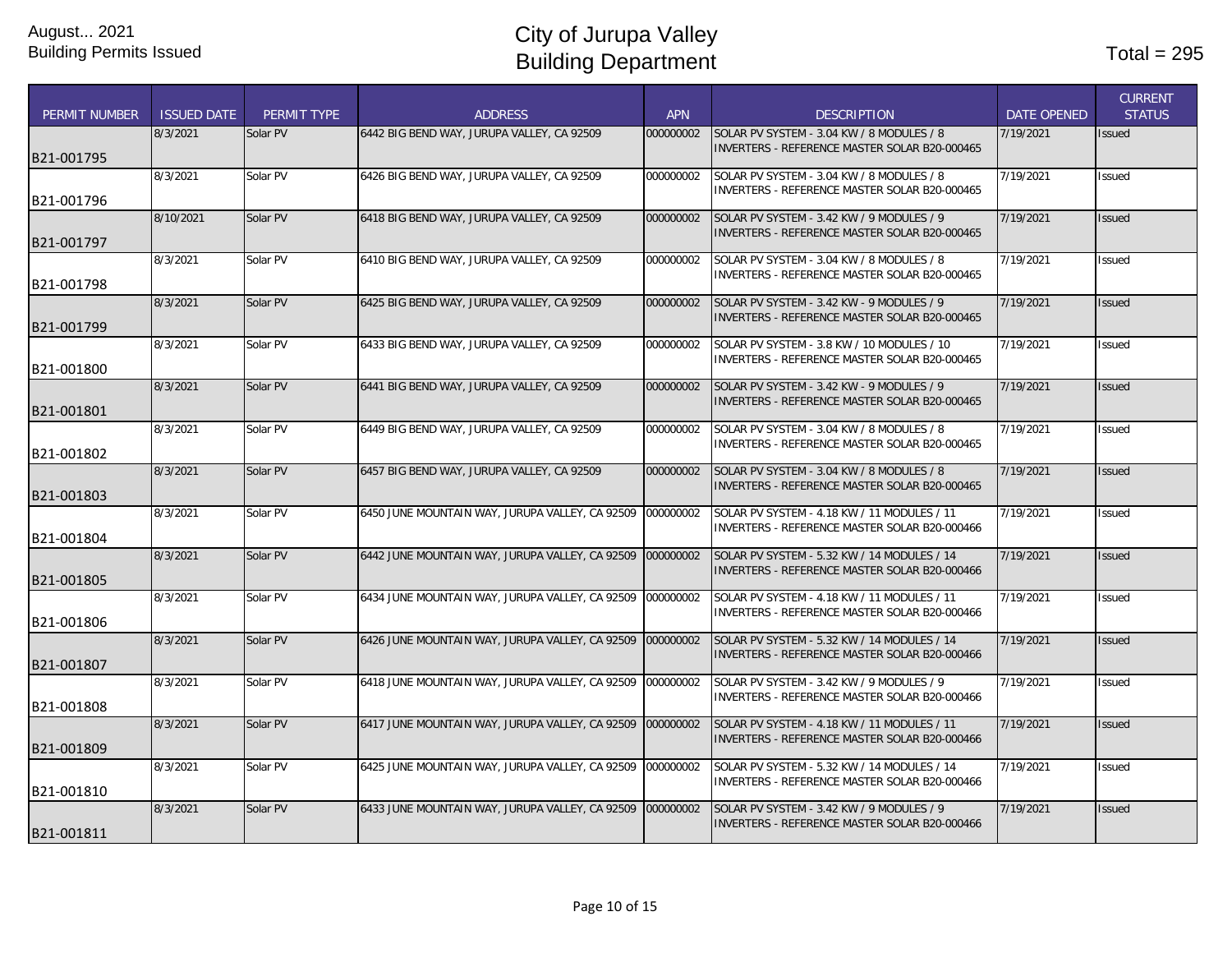August... 2021
Building Permits Issued

# City of Jurupa Valley
# Building Department

Total = 295

| PERMIT NUMBER | ISSUED DATE | PERMIT TYPE | ADDRESS | APN | DESCRIPTION | DATE OPENED | CURRENT STATUS |
|---|---|---|---|---|---|---|---|
| B21-001795 | 8/3/2021 | Solar PV | 6442 BIG BEND WAY, JURUPA VALLEY, CA 92509 | 000000002 | SOLAR PV SYSTEM - 3.04 KW / 8 MODULES / 8 INVERTERS - REFERENCE MASTER SOLAR B20-000465 | 7/19/2021 | Issued |
| B21-001796 | 8/3/2021 | Solar PV | 6426 BIG BEND WAY, JURUPA VALLEY, CA 92509 | 000000002 | SOLAR PV SYSTEM - 3.04 KW / 8 MODULES / 8 INVERTERS - REFERENCE MASTER SOLAR B20-000465 | 7/19/2021 | Issued |
| B21-001797 | 8/10/2021 | Solar PV | 6418 BIG BEND WAY, JURUPA VALLEY, CA 92509 | 000000002 | SOLAR PV SYSTEM - 3.42 KW / 9 MODULES / 9 INVERTERS - REFERENCE MASTER SOLAR B20-000465 | 7/19/2021 | Issued |
| B21-001798 | 8/3/2021 | Solar PV | 6410 BIG BEND WAY, JURUPA VALLEY, CA 92509 | 000000002 | SOLAR PV SYSTEM - 3.04 KW / 8 MODULES / 8 INVERTERS - REFERENCE MASTER SOLAR B20-000465 | 7/19/2021 | Issued |
| B21-001799 | 8/3/2021 | Solar PV | 6425 BIG BEND WAY, JURUPA VALLEY, CA 92509 | 000000002 | SOLAR PV SYSTEM - 3.42 KW - 9 MODULES / 9 INVERTERS - REFERENCE MASTER SOLAR B20-000465 | 7/19/2021 | Issued |
| B21-001800 | 8/3/2021 | Solar PV | 6433 BIG BEND WAY, JURUPA VALLEY, CA 92509 | 000000002 | SOLAR PV SYSTEM - 3.8 KW / 10 MODULES / 10 INVERTERS - REFERENCE MASTER SOLAR B20-000465 | 7/19/2021 | Issued |
| B21-001801 | 8/3/2021 | Solar PV | 6441 BIG BEND WAY, JURUPA VALLEY, CA 92509 | 000000002 | SOLAR PV SYSTEM - 3.42 KW - 9 MODULES / 9 INVERTERS - REFERENCE MASTER SOLAR B20-000465 | 7/19/2021 | Issued |
| B21-001802 | 8/3/2021 | Solar PV | 6449 BIG BEND WAY, JURUPA VALLEY, CA 92509 | 000000002 | SOLAR PV SYSTEM - 3.04 KW / 8 MODULES / 8 INVERTERS - REFERENCE MASTER SOLAR B20-000465 | 7/19/2021 | Issued |
| B21-001803 | 8/3/2021 | Solar PV | 6457 BIG BEND WAY, JURUPA VALLEY, CA 92509 | 000000002 | SOLAR PV SYSTEM - 3.04 KW / 8 MODULES / 8 INVERTERS - REFERENCE MASTER SOLAR B20-000465 | 7/19/2021 | Issued |
| B21-001804 | 8/3/2021 | Solar PV | 6450 JUNE MOUNTAIN WAY, JURUPA VALLEY, CA 92509 | 000000002 | SOLAR PV SYSTEM - 4.18 KW / 11 MODULES / 11 INVERTERS - REFERENCE MASTER SOLAR B20-000466 | 7/19/2021 | Issued |
| B21-001805 | 8/3/2021 | Solar PV | 6442 JUNE MOUNTAIN WAY, JURUPA VALLEY, CA 92509 | 000000002 | SOLAR PV SYSTEM - 5.32 KW / 14 MODULES / 14 INVERTERS - REFERENCE MASTER SOLAR B20-000466 | 7/19/2021 | Issued |
| B21-001806 | 8/3/2021 | Solar PV | 6434 JUNE MOUNTAIN WAY, JURUPA VALLEY, CA 92509 | 000000002 | SOLAR PV SYSTEM - 4.18 KW / 11 MODULES / 11 INVERTERS - REFERENCE MASTER SOLAR B20-000466 | 7/19/2021 | Issued |
| B21-001807 | 8/3/2021 | Solar PV | 6426 JUNE MOUNTAIN WAY, JURUPA VALLEY, CA 92509 | 000000002 | SOLAR PV SYSTEM - 5.32 KW / 14 MODULES / 14 INVERTERS - REFERENCE MASTER SOLAR B20-000466 | 7/19/2021 | Issued |
| B21-001808 | 8/3/2021 | Solar PV | 6418 JUNE MOUNTAIN WAY, JURUPA VALLEY, CA 92509 | 000000002 | SOLAR PV SYSTEM - 3.42 KW / 9 MODULES / 9 INVERTERS - REFERENCE MASTER SOLAR B20-000466 | 7/19/2021 | Issued |
| B21-001809 | 8/3/2021 | Solar PV | 6417 JUNE MOUNTAIN WAY, JURUPA VALLEY, CA 92509 | 000000002 | SOLAR PV SYSTEM - 4.18 KW / 11 MODULES / 11 INVERTERS - REFERENCE MASTER SOLAR B20-000466 | 7/19/2021 | Issued |
| B21-001810 | 8/3/2021 | Solar PV | 6425 JUNE MOUNTAIN WAY, JURUPA VALLEY, CA 92509 | 000000002 | SOLAR PV SYSTEM - 5.32 KW / 14 MODULES / 14 INVERTERS - REFERENCE MASTER SOLAR B20-000466 | 7/19/2021 | Issued |
| B21-001811 | 8/3/2021 | Solar PV | 6433 JUNE MOUNTAIN WAY, JURUPA VALLEY, CA 92509 | 000000002 | SOLAR PV SYSTEM - 3.42 KW / 9 MODULES / 9 INVERTERS - REFERENCE MASTER SOLAR B20-000466 | 7/19/2021 | Issued |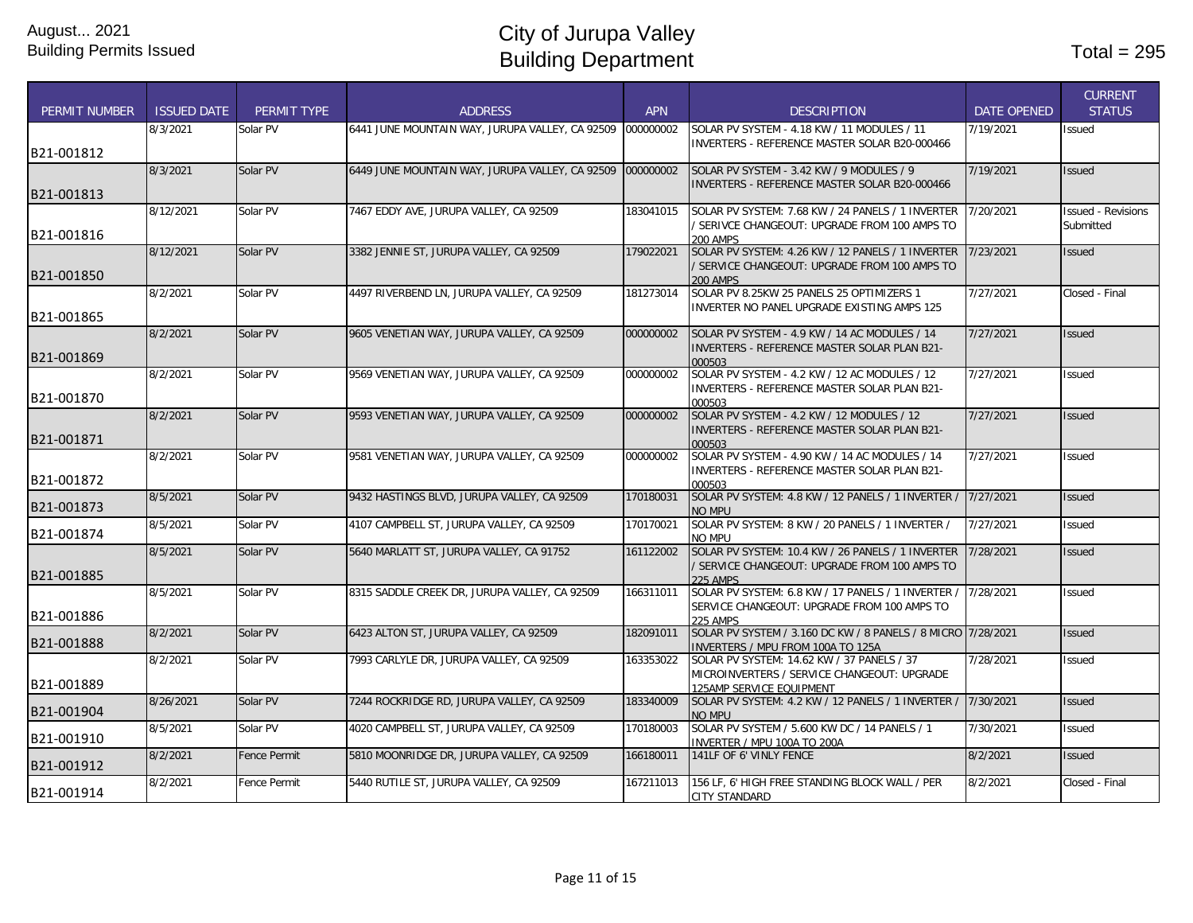August... 2021
Building Permits Issued

# City of Jurupa Valley
# Building Department

Total = 295

| PERMIT NUMBER | ISSUED DATE | PERMIT TYPE | ADDRESS | APN | DESCRIPTION | DATE OPENED | CURRENT STATUS |
|---|---|---|---|---|---|---|---|
| B21-001812 | 8/3/2021 | Solar PV | 6441 JUNE MOUNTAIN WAY, JURUPA VALLEY, CA 92509 | 000000002 | SOLAR PV SYSTEM - 4.18 KW / 11 MODULES / 11 INVERTERS - REFERENCE MASTER SOLAR B20-000466 | 7/19/2021 | Issued |
| B21-001813 | 8/3/2021 | Solar PV | 6449 JUNE MOUNTAIN WAY, JURUPA VALLEY, CA 92509 | 000000002 | SOLAR PV SYSTEM - 3.42 KW / 9 MODULES / 9 INVERTERS - REFERENCE MASTER SOLAR B20-000466 | 7/19/2021 | Issued |
| B21-001816 | 8/12/2021 | Solar PV | 7467 EDDY AVE, JURUPA VALLEY, CA 92509 | 183041015 | SOLAR PV SYSTEM: 7.68 KW / 24 PANELS / 1 INVERTER / SERIVCE CHANGEOUT: UPGRADE FROM 100 AMPS TO 200 AMPS | 7/20/2021 | Issued - Revisions Submitted |
| B21-001850 | 8/12/2021 | Solar PV | 3382 JENNIE ST, JURUPA VALLEY, CA 92509 | 179022021 | SOLAR PV SYSTEM: 4.26 KW / 12 PANELS / 1 INVERTER / SERVICE CHANGEOUT: UPGRADE FROM 100 AMPS TO 200 AMPS | 7/23/2021 | Issued |
| B21-001865 | 8/2/2021 | Solar PV | 4497 RIVERBEND LN, JURUPA VALLEY, CA 92509 | 181273014 | SOLAR PV 8.25KW 25 PANELS 25 OPTIMIZERS 1 INVERTER NO PANEL UPGRADE EXISTING AMPS 125 | 7/27/2021 | Closed - Final |
| B21-001869 | 8/2/2021 | Solar PV | 9605 VENETIAN WAY, JURUPA VALLEY, CA 92509 | 000000002 | SOLAR PV SYSTEM - 4.9 KW / 14 AC MODULES / 14 INVERTERS - REFERENCE MASTER SOLAR PLAN B21-000503 | 7/27/2021 | Issued |
| B21-001870 | 8/2/2021 | Solar PV | 9569 VENETIAN WAY, JURUPA VALLEY, CA 92509 | 000000002 | SOLAR PV SYSTEM - 4.2 KW / 12 AC MODULES / 12 INVERTERS - REFERENCE MASTER SOLAR PLAN B21-000503 | 7/27/2021 | Issued |
| B21-001871 | 8/2/2021 | Solar PV | 9593 VENETIAN WAY, JURUPA VALLEY, CA 92509 | 000000002 | SOLAR PV SYSTEM - 4.2 KW / 12 MODULES / 12 INVERTERS - REFERENCE MASTER SOLAR PLAN B21-000503 | 7/27/2021 | Issued |
| B21-001872 | 8/2/2021 | Solar PV | 9581 VENETIAN WAY, JURUPA VALLEY, CA 92509 | 000000002 | SOLAR PV SYSTEM - 4.90 KW / 14 AC MODULES / 14 INVERTERS - REFERENCE MASTER SOLAR PLAN B21-000503 | 7/27/2021 | Issued |
| B21-001873 | 8/5/2021 | Solar PV | 9432 HASTINGS BLVD, JURUPA VALLEY, CA 92509 | 170180031 | SOLAR PV SYSTEM: 4.8 KW / 12 PANELS / 1 INVERTER / NO MPU | 7/27/2021 | Issued |
| B21-001874 | 8/5/2021 | Solar PV | 4107 CAMPBELL ST, JURUPA VALLEY, CA 92509 | 170170021 | SOLAR PV SYSTEM: 8 KW / 20 PANELS / 1 INVERTER / NO MPU | 7/27/2021 | Issued |
| B21-001885 | 8/5/2021 | Solar PV | 5640 MARLATT ST, JURUPA VALLEY, CA 91752 | 161122002 | SOLAR PV SYSTEM: 10.4 KW / 26 PANELS / 1 INVERTER / SERVICE CHANGEOUT: UPGRADE FROM 100 AMPS TO 225 AMPS | 7/28/2021 | Issued |
| B21-001886 | 8/5/2021 | Solar PV | 8315 SADDLE CREEK DR, JURUPA VALLEY, CA 92509 | 166311011 | SOLAR PV SYSTEM: 6.8 KW / 17 PANELS / 1 INVERTER / SERVICE CHANGEOUT: UPGRADE FROM 100 AMPS TO 225 AMPS | 7/28/2021 | Issued |
| B21-001888 | 8/2/2021 | Solar PV | 6423 ALTON ST, JURUPA VALLEY, CA 92509 | 182091011 | SOLAR PV SYSTEM / 3.160 DC KW / 8 PANELS / 8 MICRO INVERTERS / MPU FROM 100A TO 125A | 7/28/2021 | Issued |
| B21-001889 | 8/2/2021 | Solar PV | 7993 CARLYLE DR, JURUPA VALLEY, CA 92509 | 163353022 | SOLAR PV SYSTEM: 14.62 KW / 37 PANELS / 37 MICROINVERTERS / SERVICE CHANGEOUT: UPGRADE 125AMP SERVICE EQUIPMENT | 7/28/2021 | Issued |
| B21-001904 | 8/26/2021 | Solar PV | 7244 ROCKRIDGE RD, JURUPA VALLEY, CA 92509 | 183340009 | SOLAR PV SYSTEM: 4.2 KW / 12 PANELS / 1 INVERTER / NO MPU | 7/30/2021 | Issued |
| B21-001910 | 8/5/2021 | Solar PV | 4020 CAMPBELL ST, JURUPA VALLEY, CA 92509 | 170180003 | SOLAR PV SYSTEM / 5.600 KW DC / 14 PANELS / 1 INVERTER / MPU 100A TO 200A | 7/30/2021 | Issued |
| B21-001912 | 8/2/2021 | Fence Permit | 5810 MOONRIDGE DR, JURUPA VALLEY, CA 92509 | 166180011 | 141LF OF 6' VINLY FENCE | 8/2/2021 | Issued |
| B21-001914 | 8/2/2021 | Fence Permit | 5440 RUTILE ST, JURUPA VALLEY, CA 92509 | 167211013 | 156 LF, 6' HIGH FREE STANDING BLOCK WALL / PER CITY STANDARD | 8/2/2021 | Closed - Final |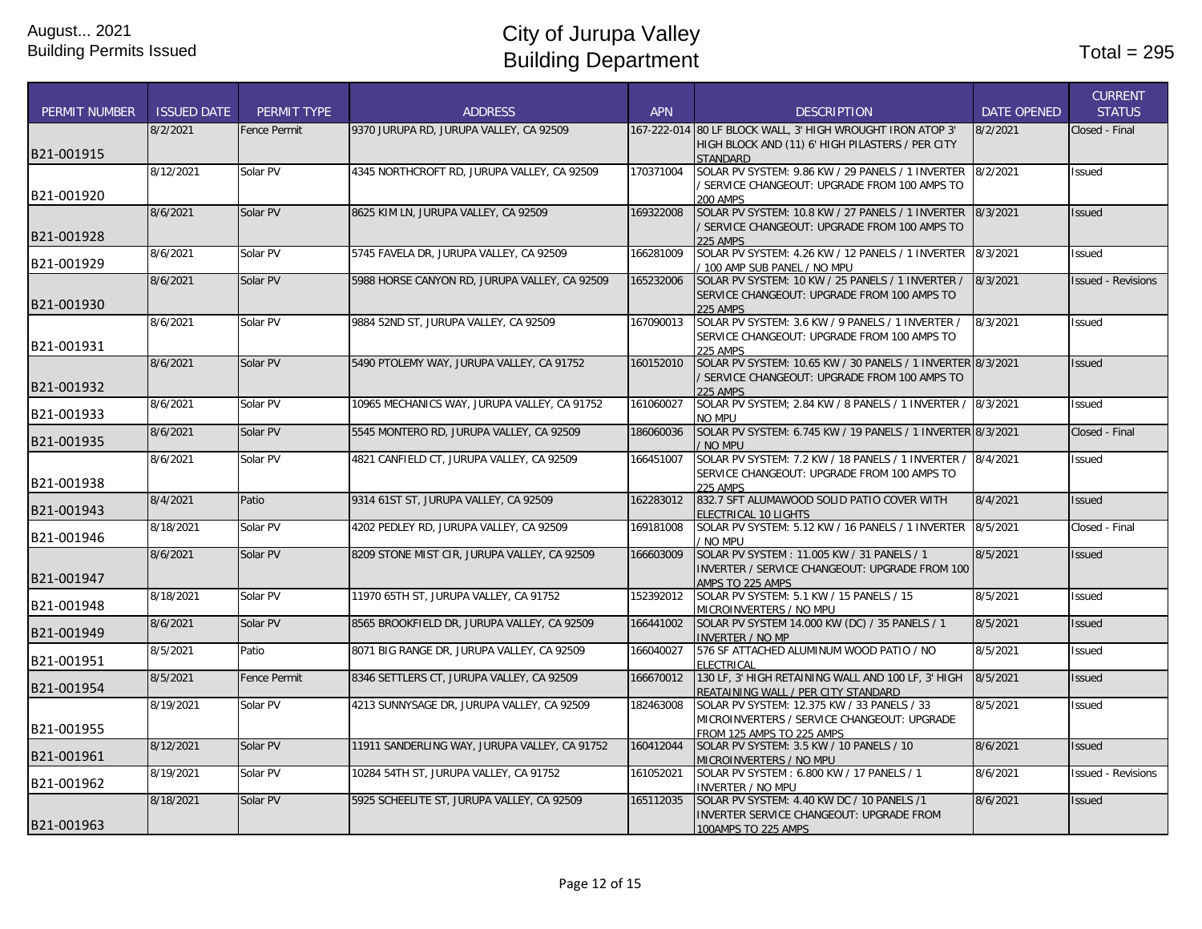August... 2021
Building Permits Issued

# City of Jurupa Valley
# Building Department

Total = 295

| PERMIT NUMBER | ISSUED DATE | PERMIT TYPE | ADDRESS | APN | DESCRIPTION | DATE OPENED | CURRENT STATUS |
|---|---|---|---|---|---|---|---|
| B21-001915 | 8/2/2021 | Fence Permit | 9370 JURUPA RD, JURUPA VALLEY, CA 92509 | 167-222-014 | 80 LF BLOCK WALL, 3' HIGH WROUGHT IRON ATOP 3' HIGH BLOCK AND (11) 6' HIGH PILASTERS / PER CITY STANDARD | 8/2/2021 | Closed - Final |
| B21-001920 | 8/12/2021 | Solar PV | 4345 NORTHCROFT RD, JURUPA VALLEY, CA 92509 | 170371004 | SOLAR PV SYSTEM: 9.86 KW / 29 PANELS / 1 INVERTER / SERVICE CHANGEOUT: UPGRADE FROM 100 AMPS TO 200 AMPS | 8/2/2021 | Issued |
| B21-001928 | 8/6/2021 | Solar PV | 8625 KIM LN, JURUPA VALLEY, CA 92509 | 169322008 | SOLAR PV SYSTEM: 10.8 KW / 27 PANELS / 1 INVERTER / SERVICE CHANGEOUT: UPGRADE FROM 100 AMPS TO 225 AMPS | 8/3/2021 | Issued |
| B21-001929 | 8/6/2021 | Solar PV | 5745 FAVELA DR, JURUPA VALLEY, CA 92509 | 166281009 | SOLAR PV SYSTEM: 4.26 KW / 12 PANELS / 1 INVERTER / 100 AMP SUB PANEL / NO MPU | 8/3/2021 | Issued |
| B21-001930 | 8/6/2021 | Solar PV | 5988 HORSE CANYON RD, JURUPA VALLEY, CA 92509 | 165232006 | SOLAR PV SYSTEM: 10 KW / 25 PANELS / 1 INVERTER / SERVICE CHANGEOUT: UPGRADE FROM 100 AMPS TO 225 AMPS | 8/3/2021 | Issued - Revisions |
| B21-001931 | 8/6/2021 | Solar PV | 9884 52ND ST, JURUPA VALLEY, CA 92509 | 167090013 | SOLAR PV SYSTEM: 3.6 KW / 9 PANELS / 1 INVERTER / SERVICE CHANGEOUT: UPGRADE FROM 100 AMPS TO 225 AMPS | 8/3/2021 | Issued |
| B21-001932 | 8/6/2021 | Solar PV | 5490 PTOLEMY WAY, JURUPA VALLEY, CA 91752 | 160152010 | SOLAR PV SYSTEM: 10.65 KW / 30 PANELS / 1 INVERTER / SERVICE CHANGEOUT: UPGRADE FROM 100 AMPS TO 225 AMPS | 8/3/2021 | Issued |
| B21-001933 | 8/6/2021 | Solar PV | 10965 MECHANICS WAY, JURUPA VALLEY, CA 91752 | 161060027 | SOLAR PV SYSTEM; 2.84 KW / 8 PANELS / 1 INVERTER / NO MPU | 8/3/2021 | Issued |
| B21-001935 | 8/6/2021 | Solar PV | 5545 MONTERO RD, JURUPA VALLEY, CA 92509 | 186060036 | SOLAR PV SYSTEM: 6.745 KW / 19 PANELS / 1 INVERTER / NO MPU | 8/3/2021 | Closed - Final |
| B21-001938 | 8/6/2021 | Solar PV | 4821 CANFIELD CT, JURUPA VALLEY, CA 92509 | 166451007 | SOLAR PV SYSTEM: 7.2 KW / 18 PANELS / 1 INVERTER / SERVICE CHANGEOUT: UPGRADE FROM 100 AMPS TO 225 AMPS | 8/4/2021 | Issued |
| B21-001943 | 8/4/2021 | Patio | 9314 61ST ST, JURUPA VALLEY, CA 92509 | 162283012 | 832.7 SFT ALUMAWOOD SOLID PATIO COVER WITH ELECTRICAL 10 LIGHTS | 8/4/2021 | Issued |
| B21-001946 | 8/18/2021 | Solar PV | 4202 PEDLEY RD, JURUPA VALLEY, CA 92509 | 169181008 | SOLAR PV SYSTEM: 5.12 KW / 16 PANELS / 1 INVERTER / NO MPU | 8/5/2021 | Closed - Final |
| B21-001947 | 8/6/2021 | Solar PV | 8209 STONE MIST CIR, JURUPA VALLEY, CA 92509 | 166603009 | SOLAR PV SYSTEM : 11.005 KW / 31 PANELS / 1 INVERTER / SERVICE CHANGEOUT: UPGRADE FROM 100 AMPS TO 225 AMPS | 8/5/2021 | Issued |
| B21-001948 | 8/18/2021 | Solar PV | 11970 65TH ST, JURUPA VALLEY, CA 91752 | 152392012 | SOLAR PV SYSTEM: 5.1 KW / 15 PANELS / 15 MICROINVERTERS / NO MPU | 8/5/2021 | Issued |
| B21-001949 | 8/6/2021 | Solar PV | 8565 BROOKFIELD DR, JURUPA VALLEY, CA 92509 | 166441002 | SOLAR PV SYSTEM 14.000 KW (DC) / 35 PANELS / 1 INVERTER / NO MP | 8/5/2021 | Issued |
| B21-001951 | 8/5/2021 | Patio | 8071 BIG RANGE DR, JURUPA VALLEY, CA 92509 | 166040027 | 576 SF ATTACHED ALUMINUM WOOD PATIO / NO ELECTRICAL | 8/5/2021 | Issued |
| B21-001954 | 8/5/2021 | Fence Permit | 8346 SETTLERS CT, JURUPA VALLEY, CA 92509 | 166670012 | 130 LF, 3' HIGH RETAINING WALL AND 100 LF, 3' HIGH REATAINING WALL / PER CITY STANDARD | 8/5/2021 | Issued |
| B21-001955 | 8/19/2021 | Solar PV | 4213 SUNNYSAGE DR, JURUPA VALLEY, CA 92509 | 182463008 | SOLAR PV SYSTEM: 12.375 KW / 33 PANELS / 33 MICROINVERTERS / SERVICE CHANGEOUT: UPGRADE FROM 125 AMPS TO 225 AMPS | 8/5/2021 | Issued |
| B21-001961 | 8/12/2021 | Solar PV | 11911 SANDERLING WAY, JURUPA VALLEY, CA 91752 | 160412044 | SOLAR PV SYSTEM: 3.5 KW / 10 PANELS / 10 MICROINVERTERS / NO MPU | 8/6/2021 | Issued |
| B21-001962 | 8/19/2021 | Solar PV | 10284 54TH ST, JURUPA VALLEY, CA 91752 | 161052021 | SOLAR PV SYSTEM : 6.800 KW / 17 PANELS / 1 INVERTER / NO MPU | 8/6/2021 | Issued - Revisions |
| B21-001963 | 8/18/2021 | Solar PV | 5925 SCHEELITE ST, JURUPA VALLEY, CA 92509 | 165112035 | SOLAR PV SYSTEM: 4.40 KW DC / 10 PANELS /1 INVERTER SERVICE CHANGEOUT: UPGRADE FROM 100AMPS TO 225 AMPS | 8/6/2021 | Issued |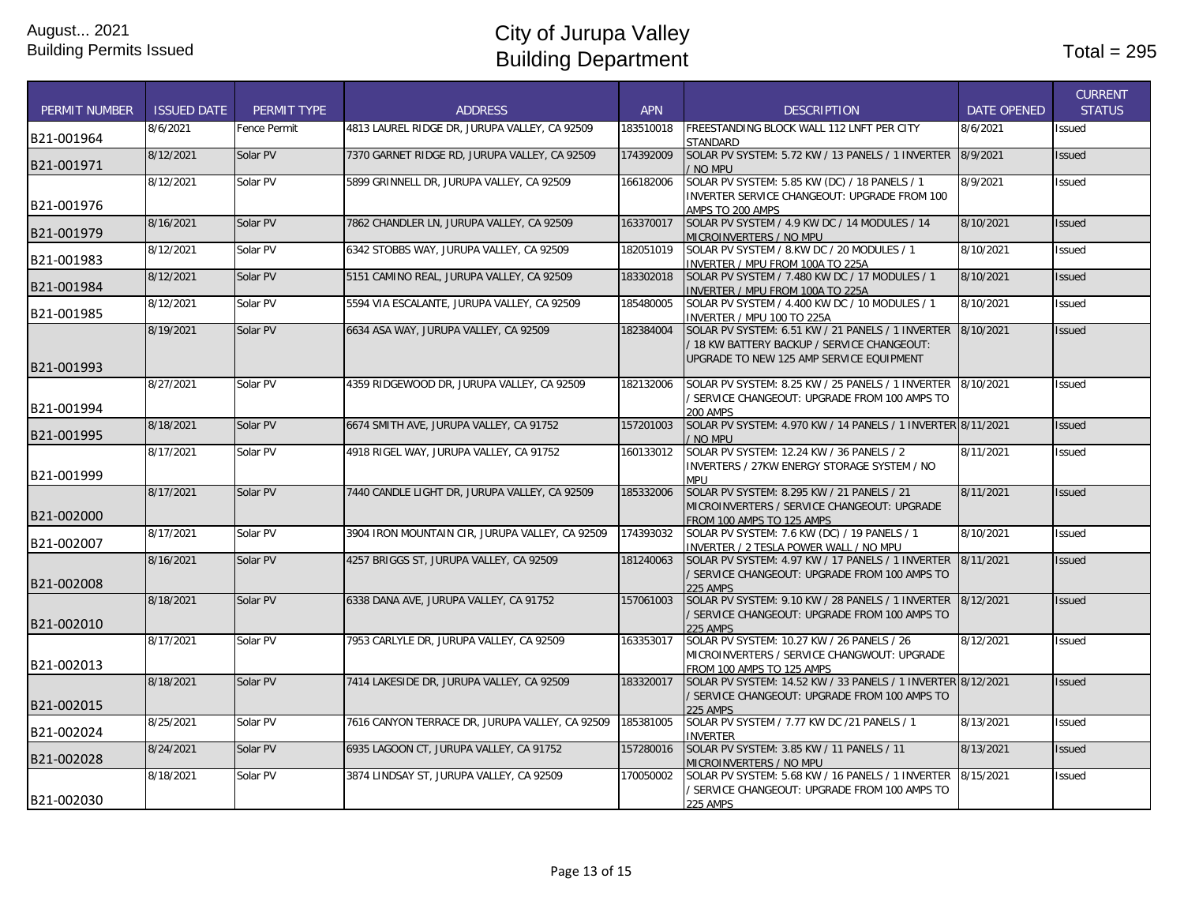August... 2021
Building Permits Issued

# City of Jurupa Valley
# Building Department

Total = 295

| PERMIT NUMBER | ISSUED DATE | PERMIT TYPE | ADDRESS | APN | DESCRIPTION | DATE OPENED | CURRENT STATUS |
|---|---|---|---|---|---|---|---|
| B21-001964 | 8/6/2021 | Fence Permit | 4813 LAUREL RIDGE DR, JURUPA VALLEY, CA 92509 | 183510018 | FREESTANDING BLOCK WALL 112 LNFT PER CITY STANDARD | 8/6/2021 | Issued |
| B21-001971 | 8/12/2021 | Solar PV | 7370 GARNET RIDGE RD, JURUPA VALLEY, CA 92509 | 174392009 | SOLAR PV SYSTEM: 5.72 KW / 13 PANELS / 1 INVERTER / NO MPU | 8/9/2021 | Issued |
| B21-001976 | 8/12/2021 | Solar PV | 5899 GRINNELL DR, JURUPA VALLEY, CA 92509 | 166182006 | SOLAR PV SYSTEM: 5.85 KW (DC) / 18 PANELS / 1 INVERTER SERVICE CHANGEOUT: UPGRADE FROM 100 AMPS TO 200 AMPS | 8/9/2021 | Issued |
| B21-001979 | 8/16/2021 | Solar PV | 7862 CHANDLER LN, JURUPA VALLEY, CA 92509 | 163370017 | SOLAR PV SYSTEM / 4.9 KW DC / 14 MODULES / 14 MICROINVERTERS / NO MPU | 8/10/2021 | Issued |
| B21-001983 | 8/12/2021 | Solar PV | 6342 STOBBS WAY, JURUPA VALLEY, CA 92509 | 182051019 | SOLAR PV SYSTEM / 8.KW DC / 20 MODULES / 1 INVERTER / MPU FROM 100A TO 225A | 8/10/2021 | Issued |
| B21-001984 | 8/12/2021 | Solar PV | 5151 CAMINO REAL, JURUPA VALLEY, CA 92509 | 183302018 | SOLAR PV SYSTEM / 7.480 KW DC / 17 MODULES / 1 INVERTER / MPU FROM 100A TO 225A | 8/10/2021 | Issued |
| B21-001985 | 8/12/2021 | Solar PV | 5594 VIA ESCALANTE, JURUPA VALLEY, CA 92509 | 185480005 | SOLAR PV SYSTEM / 4.400 KW DC / 10 MODULES / 1 INVERTER / MPU 100 TO 225A | 8/10/2021 | Issued |
| B21-001993 | 8/19/2021 | Solar PV | 6634 ASA WAY, JURUPA VALLEY, CA 92509 | 182384004 | SOLAR PV SYSTEM: 6.51 KW / 21 PANELS / 1 INVERTER / 18 KW BATTERY BACKUP / SERVICE CHANGEOUT: UPGRADE TO NEW 125 AMP SERVICE EQUIPMENT | 8/10/2021 | Issued |
| B21-001994 | 8/27/2021 | Solar PV | 4359 RIDGEWOOD DR, JURUPA VALLEY, CA 92509 | 182132006 | SOLAR PV SYSTEM: 8.25 KW / 25 PANELS / 1 INVERTER / SERVICE CHANGEOUT: UPGRADE FROM 100 AMPS TO 200 AMPS | 8/10/2021 | Issued |
| B21-001995 | 8/18/2021 | Solar PV | 6674 SMITH AVE, JURUPA VALLEY, CA 91752 | 157201003 | SOLAR PV SYSTEM: 4.970 KW / 14 PANELS / 1 INVERTER / NO MPU | 8/11/2021 | Issued |
| B21-001999 | 8/17/2021 | Solar PV | 4918 RIGEL WAY, JURUPA VALLEY, CA 91752 | 160133012 | SOLAR PV SYSTEM: 12.24 KW / 36 PANELS / 2 INVERTERS / 27KW ENERGY STORAGE SYSTEM / NO MPU | 8/11/2021 | Issued |
| B21-002000 | 8/17/2021 | Solar PV | 7440 CANDLE LIGHT DR, JURUPA VALLEY, CA 92509 | 185332006 | SOLAR PV SYSTEM: 8.295 KW / 21 PANELS / 21 MICROINVERTERS / SERVICE CHANGEOUT: UPGRADE FROM 100 AMPS TO 125 AMPS | 8/11/2021 | Issued |
| B21-002007 | 8/17/2021 | Solar PV | 3904 IRON MOUNTAIN CIR, JURUPA VALLEY, CA 92509 | 174393032 | SOLAR PV SYSTEM: 7.6 KW (DC) / 19 PANELS / 1 INVERTER / 2 TESLA POWER WALL / NO MPU | 8/10/2021 | Issued |
| B21-002008 | 8/16/2021 | Solar PV | 4257 BRIGGS ST, JURUPA VALLEY, CA 92509 | 181240063 | SOLAR PV SYSTEM: 4.97 KW / 17 PANELS / 1 INVERTER / SERVICE CHANGEOUT: UPGRADE FROM 100 AMPS TO 225 AMPS | 8/11/2021 | Issued |
| B21-002010 | 8/18/2021 | Solar PV | 6338 DANA AVE, JURUPA VALLEY, CA 91752 | 157061003 | SOLAR PV SYSTEM: 9.10 KW / 28 PANELS / 1 INVERTER / SERVICE CHANGEOUT: UPGRADE FROM 100 AMPS TO 225 AMPS | 8/12/2021 | Issued |
| B21-002013 | 8/17/2021 | Solar PV | 7953 CARLYLE DR, JURUPA VALLEY, CA 92509 | 163353017 | SOLAR PV SYSTEM: 10.27 KW / 26 PANELS / 26 MICROINVERTERS / SERVICE CHANGWOUT: UPGRADE FROM 100 AMPS TO 125 AMPS | 8/12/2021 | Issued |
| B21-002015 | 8/18/2021 | Solar PV | 7414 LAKESIDE DR, JURUPA VALLEY, CA 92509 | 183320017 | SOLAR PV SYSTEM: 14.52 KW / 33 PANELS / 1 INVERTER / SERVICE CHANGEOUT: UPGRADE FROM 100 AMPS TO 225 AMPS | 8/12/2021 | Issued |
| B21-002024 | 8/25/2021 | Solar PV | 7616 CANYON TERRACE DR, JURUPA VALLEY, CA 92509 | 185381005 | SOLAR PV SYSTEM / 7.77 KW DC /21 PANELS / 1 INVERTER | 8/13/2021 | Issued |
| B21-002028 | 8/24/2021 | Solar PV | 6935 LAGOON CT, JURUPA VALLEY, CA 91752 | 157280016 | SOLAR PV SYSTEM: 3.85 KW / 11 PANELS / 11 MICROINVERTERS / NO MPU | 8/13/2021 | Issued |
| B21-002030 | 8/18/2021 | Solar PV | 3874 LINDSAY ST, JURUPA VALLEY, CA 92509 | 170050002 | SOLAR PV SYSTEM: 5.68 KW / 16 PANELS / 1 INVERTER / SERVICE CHANGEOUT: UPGRADE FROM 100 AMPS TO 225 AMPS | 8/15/2021 | Issued |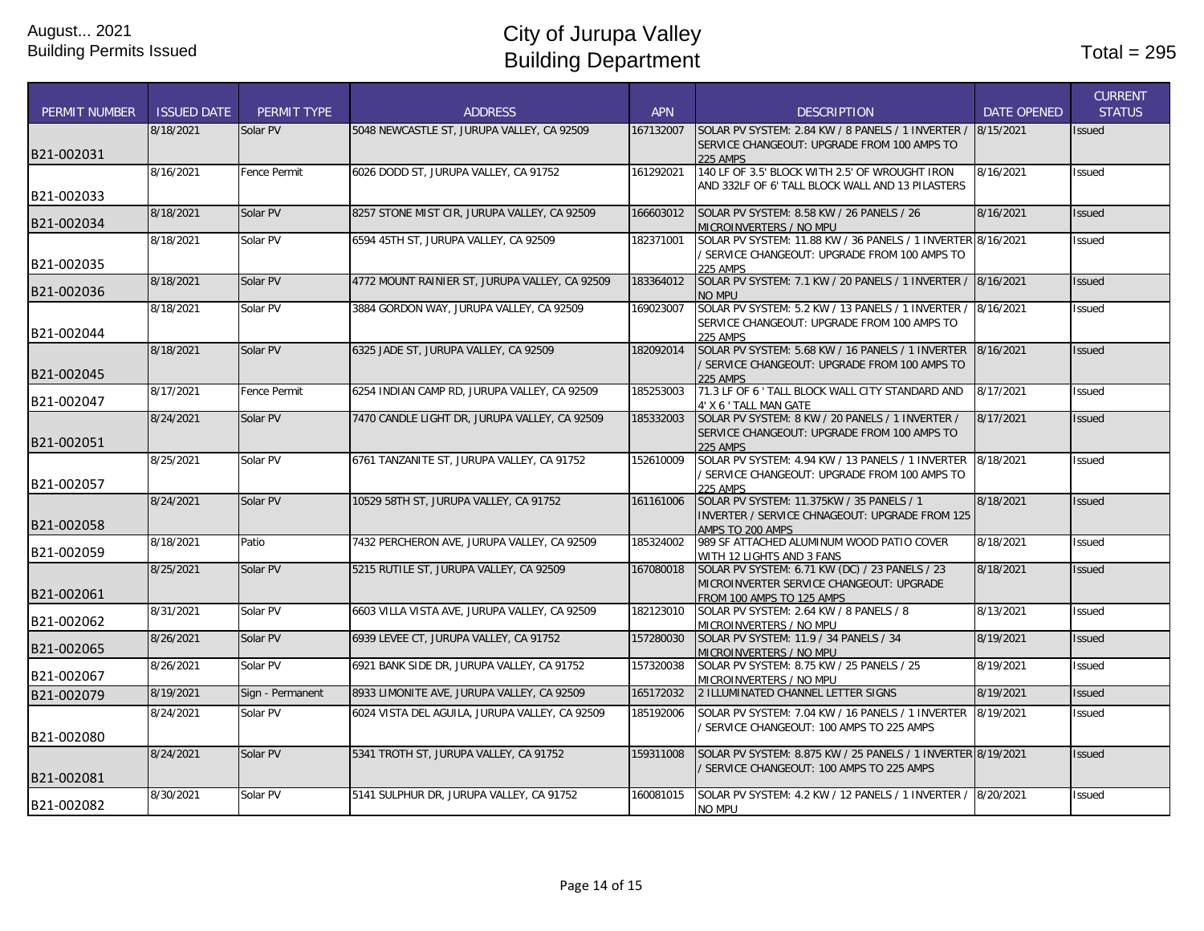August... 2021
Building Permits Issued

# City of Jurupa Valley
# Building Department

Total = 295

| PERMIT NUMBER | ISSUED DATE | PERMIT TYPE | ADDRESS | APN | DESCRIPTION | DATE OPENED | CURRENT STATUS |
|---|---|---|---|---|---|---|---|
| B21-002031 | 8/18/2021 | Solar PV | 5048 NEWCASTLE ST, JURUPA VALLEY, CA 92509 | 167132007 | SOLAR PV SYSTEM: 2.84 KW / 8 PANELS / 1 INVERTER / SERVICE CHANGEOUT: UPGRADE FROM 100 AMPS TO 225 AMPS | 8/15/2021 | Issued |
| B21-002033 | 8/16/2021 | Fence Permit | 6026 DODD ST, JURUPA VALLEY, CA 91752 | 161292021 | 140 LF OF 3.5' BLOCK WITH 2.5' OF WROUGHT IRON AND 332LF OF 6' TALL BLOCK WALL AND 13 PILASTERS | 8/16/2021 | Issued |
| B21-002034 | 8/18/2021 | Solar PV | 8257 STONE MIST CIR, JURUPA VALLEY, CA 92509 | 166603012 | SOLAR PV SYSTEM: 8.58 KW / 26 PANELS / 26 MICROINVERTERS / NO MPU | 8/16/2021 | Issued |
| B21-002035 | 8/18/2021 | Solar PV | 6594 45TH ST, JURUPA VALLEY, CA 92509 | 182371001 | SOLAR PV SYSTEM: 11.88 KW / 36 PANELS / 1 INVERTER / SERVICE CHANGEOUT: UPGRADE FROM 100 AMPS TO 225 AMPS | 8/16/2021 | Issued |
| B21-002036 | 8/18/2021 | Solar PV | 4772 MOUNT RAINIER ST, JURUPA VALLEY, CA 92509 | 183364012 | SOLAR PV SYSTEM: 7.1 KW / 20 PANELS / 1 INVERTER / NO MPU | 8/16/2021 | Issued |
| B21-002044 | 8/18/2021 | Solar PV | 3884 GORDON WAY, JURUPA VALLEY, CA 92509 | 169023007 | SOLAR PV SYSTEM: 5.2 KW / 13 PANELS / 1 INVERTER / SERVICE CHANGEOUT: UPGRADE FROM 100 AMPS TO 225 AMPS | 8/16/2021 | Issued |
| B21-002045 | 8/18/2021 | Solar PV | 6325 JADE ST, JURUPA VALLEY, CA 92509 | 182092014 | SOLAR PV SYSTEM: 5.68 KW / 16 PANELS / 1 INVERTER / SERVICE CHANGEOUT: UPGRADE FROM 100 AMPS TO 225 AMPS | 8/16/2021 | Issued |
| B21-002047 | 8/17/2021 | Fence Permit | 6254 INDIAN CAMP RD, JURUPA VALLEY, CA 92509 | 185253003 | 71.3 LF OF 6 ' TALL BLOCK WALL CITY STANDARD AND 4' X 6 ' TALL MAN GATE | 8/17/2021 | Issued |
| B21-002051 | 8/24/2021 | Solar PV | 7470 CANDLE LIGHT DR, JURUPA VALLEY, CA 92509 | 185332003 | SOLAR PV SYSTEM: 8 KW / 20 PANELS / 1 INVERTER / SERVICE CHANGEOUT: UPGRADE FROM 100 AMPS TO 225 AMPS | 8/17/2021 | Issued |
| B21-002057 | 8/25/2021 | Solar PV | 6761 TANZANITE ST, JURUPA VALLEY, CA 91752 | 152610009 | SOLAR PV SYSTEM: 4.94 KW / 13 PANELS / 1 INVERTER / SERVICE CHANGEOUT: UPGRADE FROM 100 AMPS TO 225 AMPS | 8/18/2021 | Issued |
| B21-002058 | 8/24/2021 | Solar PV | 10529 58TH ST, JURUPA VALLEY, CA 91752 | 161161006 | SOLAR PV SYSTEM: 11.375KW / 35 PANELS / 1 INVERTER / SERVICE CHNAGEOUT: UPGRADE FROM 125 AMPS TO 200 AMPS | 8/18/2021 | Issued |
| B21-002059 | 8/18/2021 | Patio | 7432 PERCHERON AVE, JURUPA VALLEY, CA 92509 | 185324002 | 989 SF ATTACHED ALUMINUM WOOD PATIO COVER WITH 12 LIGHTS AND 3 FANS | 8/18/2021 | Issued |
| B21-002061 | 8/25/2021 | Solar PV | 5215 RUTILE ST, JURUPA VALLEY, CA 92509 | 167080018 | SOLAR PV SYSTEM: 6.71 KW (DC) / 23 PANELS / 23 MICROINVERTER SERVICE CHANGEOUT: UPGRADE FROM 100 AMPS TO 125 AMPS | 8/18/2021 | Issued |
| B21-002062 | 8/31/2021 | Solar PV | 6603 VILLA VISTA AVE, JURUPA VALLEY, CA 92509 | 182123010 | SOLAR PV SYSTEM: 2.64 KW / 8 PANELS / 8 MICROINVERTERS / NO MPU | 8/13/2021 | Issued |
| B21-002065 | 8/26/2021 | Solar PV | 6939 LEVEE CT, JURUPA VALLEY, CA 91752 | 157280030 | SOLAR PV SYSTEM: 11.9 / 34 PANELS / 34 MICROINVERTERS / NO MPU | 8/19/2021 | Issued |
| B21-002067 | 8/26/2021 | Solar PV | 6921 BANK SIDE DR, JURUPA VALLEY, CA 91752 | 157320038 | SOLAR PV SYSTEM: 8.75 KW / 25 PANELS / 25 MICROINVERTERS / NO MPU | 8/19/2021 | Issued |
| B21-002079 | 8/19/2021 | Sign - Permanent | 8933 LIMONITE AVE, JURUPA VALLEY, CA 92509 | 165172032 | 2 ILLUMINATED CHANNEL LETTER SIGNS | 8/19/2021 | Issued |
| B21-002080 | 8/24/2021 | Solar PV | 6024 VISTA DEL AGUILA, JURUPA VALLEY, CA 92509 | 185192006 | SOLAR PV SYSTEM: 7.04 KW / 16 PANELS / 1 INVERTER / SERVICE CHANGEOUT: 100 AMPS TO 225 AMPS | 8/19/2021 | Issued |
| B21-002081 | 8/24/2021 | Solar PV | 5341 TROTH ST, JURUPA VALLEY, CA 91752 | 159311008 | SOLAR PV SYSTEM: 8.875 KW / 25 PANELS / 1 INVERTER / SERVICE CHANGEOUT: 100 AMPS TO 225 AMPS | 8/19/2021 | Issued |
| B21-002082 | 8/30/2021 | Solar PV | 5141 SULPHUR DR, JURUPA VALLEY, CA 91752 | 160081015 | SOLAR PV SYSTEM: 4.2 KW / 12 PANELS / 1 INVERTER / NO MPU | 8/20/2021 | Issued |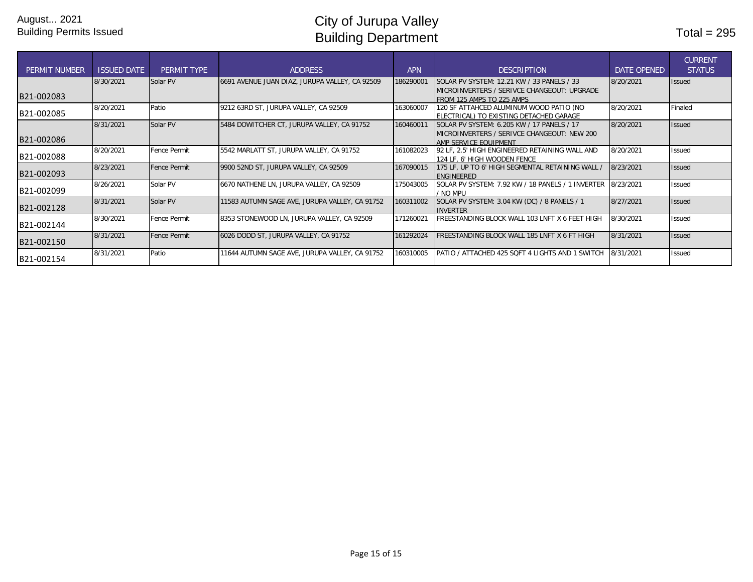August... 2021
Building Permits Issued

# City of Jurupa Valley
# Building Department

Total = 295

| PERMIT NUMBER | ISSUED DATE | PERMIT TYPE | ADDRESS | APN | DESCRIPTION | DATE OPENED | CURRENT STATUS |
|---|---|---|---|---|---|---|---|
| B21-002083 | 8/30/2021 | Solar PV | 6691 AVENUE JUAN DIAZ, JURUPA VALLEY, CA 92509 | 186290001 | SOLAR PV SYSTEM: 12.21 KW / 33 PANELS / 33 MICROINVERTERS / SERIVCE CHANGEOUT: UPGRADE FROM 125 AMPS TO 225 AMPS | 8/20/2021 | Issued |
| B21-002085 | 8/20/2021 | Patio | 9212 63RD ST, JURUPA VALLEY, CA 92509 | 163060007 | 120 SF ATTAHCED ALUMINUM WOOD PATIO (NO ELECTRICAL) TO EXISTING DETACHED GARAGE | 8/20/2021 | Finaled |
| B21-002086 | 8/31/2021 | Solar PV | 5484 DOWITCHER CT, JURUPA VALLEY, CA 91752 | 160460011 | SOLAR PV SYSTEM: 6.205 KW / 17 PANELS / 17 MICROINVERTERS / SERIVCE CHANGEOUT: NEW 200 AMP SERVICE EQUIPMENT | 8/20/2021 | Issued |
| B21-002088 | 8/20/2021 | Fence Permit | 5542 MARLATT ST, JURUPA VALLEY, CA 91752 | 161082023 | 92 LF, 2.5' HIGH ENGINEERED RETAINING WALL AND 124 LF, 6' HIGH WOODEN FENCE | 8/20/2021 | Issued |
| B21-002093 | 8/23/2021 | Fence Permit | 9900 52ND ST, JURUPA VALLEY, CA 92509 | 167090015 | 175 LF, UP TO 6' HIGH SEGMENTAL RETAINING WALL / ENGINEERED | 8/23/2021 | Issued |
| B21-002099 | 8/26/2021 | Solar PV | 6670 NATHENE LN, JURUPA VALLEY, CA 92509 | 175043005 | SOLAR PV SYSTEM: 7.92 KW / 18 PANELS / 1 INVERTER / NO MPU | 8/23/2021 | Issued |
| B21-002128 | 8/31/2021 | Solar PV | 11583 AUTUMN SAGE AVE, JURUPA VALLEY, CA 91752 | 160311002 | SOLAR PV SYSTEM: 3.04 KW (DC) / 8 PANELS / 1 INVERTER | 8/27/2021 | Issued |
| B21-002144 | 8/30/2021 | Fence Permit | 8353 STONEWOOD LN, JURUPA VALLEY, CA 92509 | 171260021 | FREESTANDING BLOCK WALL 103 LNFT X 6 FEET HIGH | 8/30/2021 | Issued |
| B21-002150 | 8/31/2021 | Fence Permit | 6026 DODD ST, JURUPA VALLEY, CA 91752 | 161292024 | FREESTANDING BLOCK WALL 185 LNFT X 6 FT HIGH | 8/31/2021 | Issued |
| B21-002154 | 8/31/2021 | Patio | 11644 AUTUMN SAGE AVE, JURUPA VALLEY, CA 91752 | 160310005 | PATIO / ATTACHED 425 SQFT 4 LIGHTS AND 1 SWITCH | 8/31/2021 | Issued |